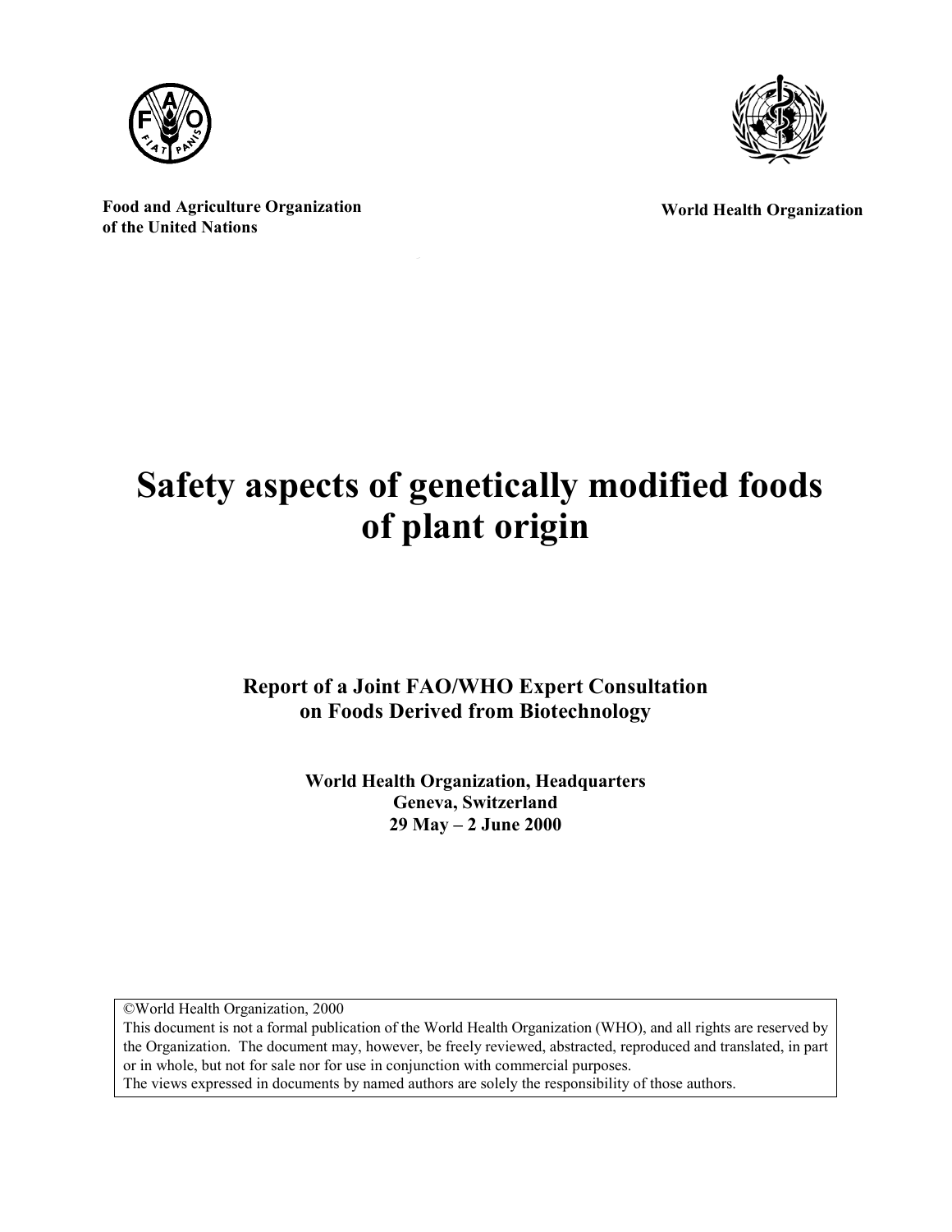**Food and Agriculture Organization of the United Nations**

**World Health Organization**

# Safety aspects of genetically modified foods of plant origin

**Report of a Joint FAO/WHO Expert Consultation on Foods Derived from Biotechnology**

**World Health Organization, Headquarters**
**Geneva, Switzerland**
**29 May – 2 June 2000**

©World Health Organization, 2000
This document is not a formal publication of the World Health Organization (WHO), and all rights are reserved by the Organization. The document may, however, be freely reviewed, abstracted, reproduced and translated, in part or in whole, but not for sale nor for use in conjunction with commercial purposes.
The views expressed in documents by named authors are solely the responsibility of those authors.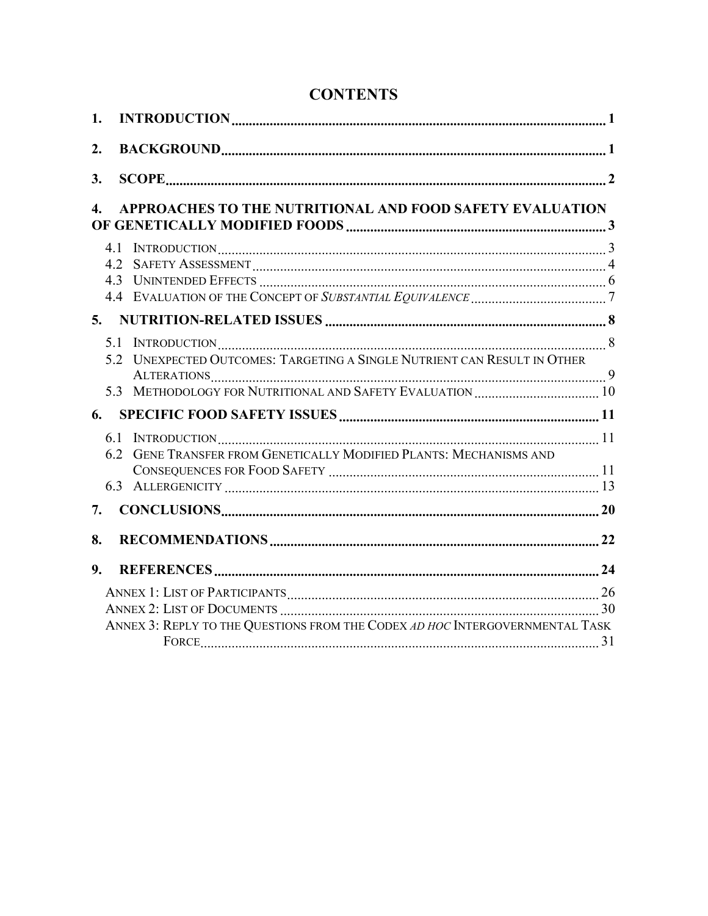# CONTENTS

1. **INTRODUCTION** ..... 1

2. **BACKGROUND** ..... 1

3. **SCOPE** ..... 2

4. **APPROACHES TO THE NUTRITIONAL AND FOOD SAFETY EVALUATION OF GENETICALLY MODIFIED FOODS** ..... 3
   - 4.1 INTRODUCTION ..... 3
   - 4.2 SAFETY ASSESSMENT ..... 4
   - 4.3 UNINTENDED EFFECTS ..... 6
   - 4.4 EVALUATION OF THE CONCEPT OF *SUBSTANTIAL EQUIVALENCE* ..... 7

5. **NUTRITION-RELATED ISSUES** ..... 8
   - 5.1 INTRODUCTION ..... 8
   - 5.2 UNEXPECTED OUTCOMES: TARGETING A SINGLE NUTRIENT CAN RESULT IN OTHER ALTERATIONS ..... 9
   - 5.3 METHODOLOGY FOR NUTRITIONAL AND SAFETY EVALUATION ..... 10

6. **SPECIFIC FOOD SAFETY ISSUES** ..... 11
   - 6.1 INTRODUCTION ..... 11
   - 6.2 GENE TRANSFER FROM GENETICALLY MODIFIED PLANTS: MECHANISMS AND CONSEQUENCES FOR FOOD SAFETY ..... 11
   - 6.3 ALLERGENICITY ..... 13

7. **CONCLUSIONS** ..... 20

8. **RECOMMENDATIONS** ..... 22

9. **REFERENCES** ..... 24

ANNEX 1: LIST OF PARTICIPANTS ..... 26

ANNEX 2: LIST OF DOCUMENTS ..... 30

ANNEX 3: REPLY TO THE QUESTIONS FROM THE CODEX *AD HOC* INTERGOVERNMENTAL TASK FORCE ..... 31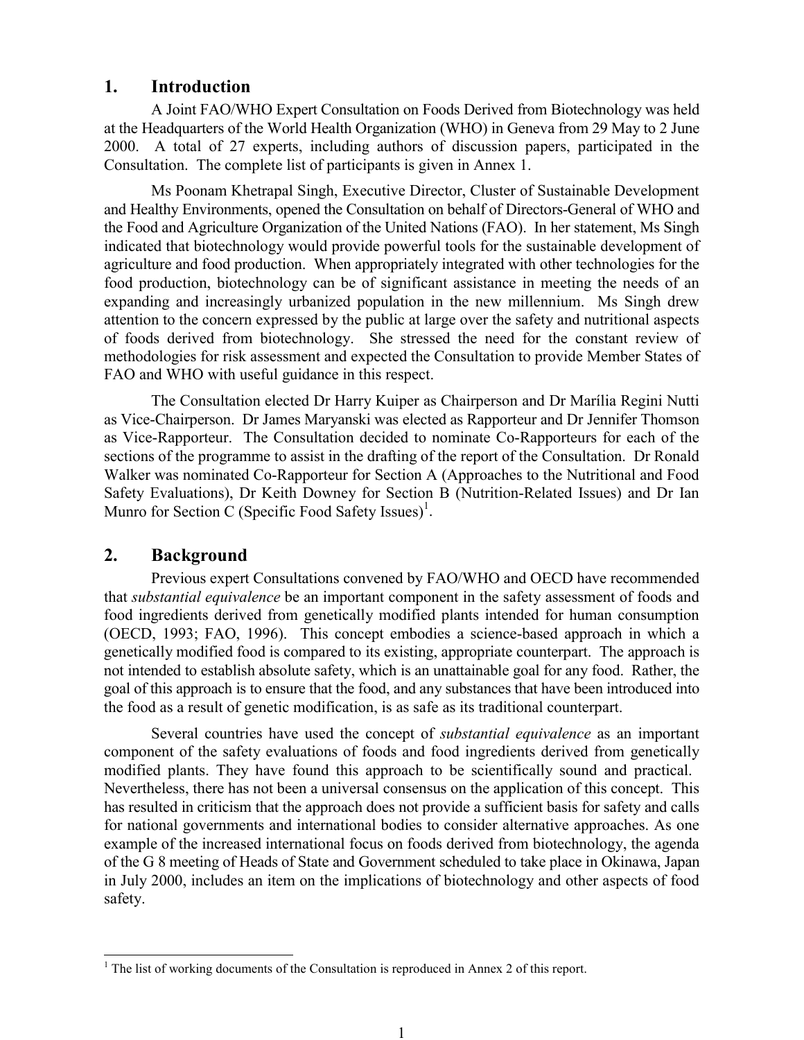## 1. Introduction

A Joint FAO/WHO Expert Consultation on Foods Derived from Biotechnology was held at the Headquarters of the World Health Organization (WHO) in Geneva from 29 May to 2 June 2000. A total of 27 experts, including authors of discussion papers, participated in the Consultation. The complete list of participants is given in Annex 1.

Ms Poonam Khetrapal Singh, Executive Director, Cluster of Sustainable Development and Healthy Environments, opened the Consultation on behalf of Directors-General of WHO and the Food and Agriculture Organization of the United Nations (FAO). In her statement, Ms Singh indicated that biotechnology would provide powerful tools for the sustainable development of agriculture and food production. When appropriately integrated with other technologies for the food production, biotechnology can be of significant assistance in meeting the needs of an expanding and increasingly urbanized population in the new millennium. Ms Singh drew attention to the concern expressed by the public at large over the safety and nutritional aspects of foods derived from biotechnology. She stressed the need for the constant review of methodologies for risk assessment and expected the Consultation to provide Member States of FAO and WHO with useful guidance in this respect.

The Consultation elected Dr Harry Kuiper as Chairperson and Dr Marília Regini Nutti as Vice-Chairperson. Dr James Maryanski was elected as Rapporteur and Dr Jennifer Thomson as Vice-Rapporteur. The Consultation decided to nominate Co-Rapporteurs for each of the sections of the programme to assist in the drafting of the report of the Consultation. Dr Ronald Walker was nominated Co-Rapporteur for Section A (Approaches to the Nutritional and Food Safety Evaluations), Dr Keith Downey for Section B (Nutrition-Related Issues) and Dr Ian Munro for Section C (Specific Food Safety Issues)[1].

## 2. Background

Previous expert Consultations convened by FAO/WHO and OECD have recommended that *substantial equivalence* be an important component in the safety assessment of foods and food ingredients derived from genetically modified plants intended for human consumption (OECD, 1993; FAO, 1996). This concept embodies a science-based approach in which a genetically modified food is compared to its existing, appropriate counterpart. The approach is not intended to establish absolute safety, which is an unattainable goal for any food. Rather, the goal of this approach is to ensure that the food, and any substances that have been introduced into the food as a result of genetic modification, is as safe as its traditional counterpart.

Several countries have used the concept of *substantial equivalence* as an important component of the safety evaluations of foods and food ingredients derived from genetically modified plants. They have found this approach to be scientifically sound and practical. Nevertheless, there has not been a universal consensus on the application of this concept. This has resulted in criticism that the approach does not provide a sufficient basis for safety and calls for national governments and international bodies to consider alternative approaches. As one example of the increased international focus on foods derived from biotechnology, the agenda of the G 8 meeting of Heads of State and Government scheduled to take place in Okinawa, Japan in July 2000, includes an item on the implications of biotechnology and other aspects of food safety.

---

[1] The list of working documents of the Consultation is reproduced in Annex 2 of this report.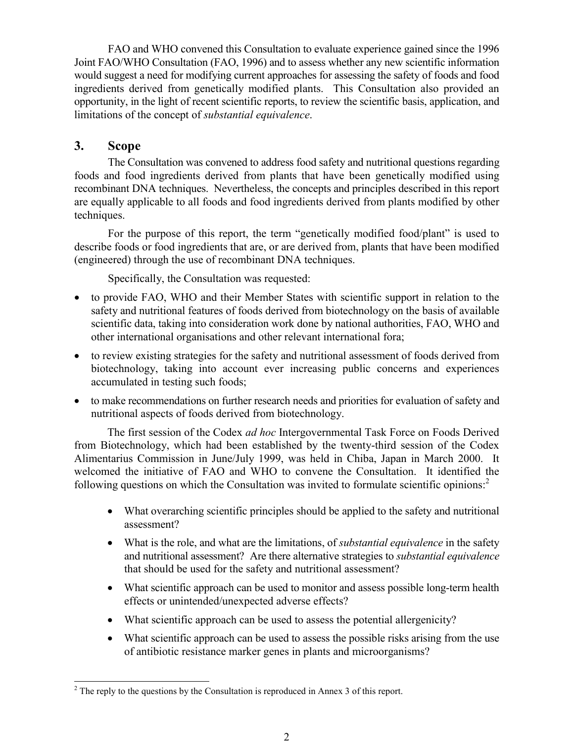FAO and WHO convened this Consultation to evaluate experience gained since the 1996 Joint FAO/WHO Consultation (FAO, 1996) and to assess whether any new scientific information would suggest a need for modifying current approaches for assessing the safety of foods and food ingredients derived from genetically modified plants. This Consultation also provided an opportunity, in the light of recent scientific reports, to review the scientific basis, application, and limitations of the concept of *substantial equivalence*.

## 3. Scope

The Consultation was convened to address food safety and nutritional questions regarding foods and food ingredients derived from plants that have been genetically modified using recombinant DNA techniques. Nevertheless, the concepts and principles described in this report are equally applicable to all foods and food ingredients derived from plants modified by other techniques.

For the purpose of this report, the term "genetically modified food/plant" is used to describe foods or food ingredients that are, or are derived from, plants that have been modified (engineered) through the use of recombinant DNA techniques.

Specifically, the Consultation was requested:

- to provide FAO, WHO and their Member States with scientific support in relation to the safety and nutritional features of foods derived from biotechnology on the basis of available scientific data, taking into consideration work done by national authorities, FAO, WHO and other international organisations and other relevant international fora;
- to review existing strategies for the safety and nutritional assessment of foods derived from biotechnology, taking into account ever increasing public concerns and experiences accumulated in testing such foods;
- to make recommendations on further research needs and priorities for evaluation of safety and nutritional aspects of foods derived from biotechnology.

The first session of the Codex *ad hoc* Intergovernmental Task Force on Foods Derived from Biotechnology, which had been established by the twenty-third session of the Codex Alimentarius Commission in June/July 1999, was held in Chiba, Japan in March 2000. It welcomed the initiative of FAO and WHO to convene the Consultation. It identified the following questions on which the Consultation was invited to formulate scientific opinions:[2]

- What overarching scientific principles should be applied to the safety and nutritional assessment?
- What is the role, and what are the limitations, of *substantial equivalence* in the safety and nutritional assessment? Are there alternative strategies to *substantial equivalence* that should be used for the safety and nutritional assessment?
- What scientific approach can be used to monitor and assess possible long-term health effects or unintended/unexpected adverse effects?
- What scientific approach can be used to assess the potential allergenicity?
- What scientific approach can be used to assess the possible risks arising from the use of antibiotic resistance marker genes in plants and microorganisms?

---

[2] The reply to the questions by the Consultation is reproduced in Annex 3 of this report.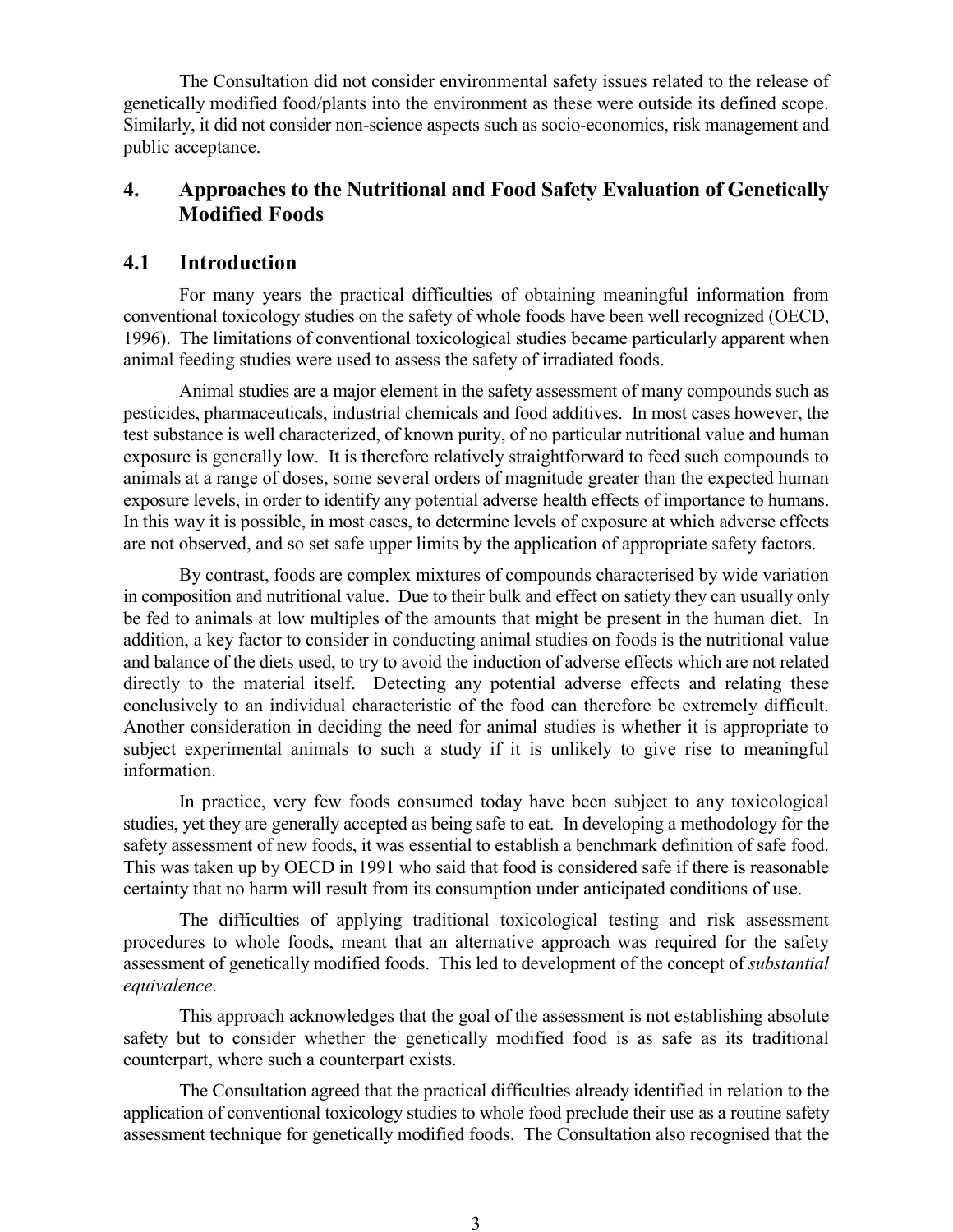The Consultation did not consider environmental safety issues related to the release of genetically modified food/plants into the environment as these were outside its defined scope. Similarly, it did not consider non-science aspects such as socio-economics, risk management and public acceptance.

## 4. Approaches to the Nutritional and Food Safety Evaluation of Genetically Modified Foods

### 4.1 Introduction

For many years the practical difficulties of obtaining meaningful information from conventional toxicology studies on the safety of whole foods have been well recognized (OECD, 1996). The limitations of conventional toxicological studies became particularly apparent when animal feeding studies were used to assess the safety of irradiated foods.

Animal studies are a major element in the safety assessment of many compounds such as pesticides, pharmaceuticals, industrial chemicals and food additives. In most cases however, the test substance is well characterized, of known purity, of no particular nutritional value and human exposure is generally low. It is therefore relatively straightforward to feed such compounds to animals at a range of doses, some several orders of magnitude greater than the expected human exposure levels, in order to identify any potential adverse health effects of importance to humans. In this way it is possible, in most cases, to determine levels of exposure at which adverse effects are not observed, and so set safe upper limits by the application of appropriate safety factors.

By contrast, foods are complex mixtures of compounds characterised by wide variation in composition and nutritional value. Due to their bulk and effect on satiety they can usually only be fed to animals at low multiples of the amounts that might be present in the human diet. In addition, a key factor to consider in conducting animal studies on foods is the nutritional value and balance of the diets used, to try to avoid the induction of adverse effects which are not related directly to the material itself. Detecting any potential adverse effects and relating these conclusively to an individual characteristic of the food can therefore be extremely difficult. Another consideration in deciding the need for animal studies is whether it is appropriate to subject experimental animals to such a study if it is unlikely to give rise to meaningful information.

In practice, very few foods consumed today have been subject to any toxicological studies, yet they are generally accepted as being safe to eat. In developing a methodology for the safety assessment of new foods, it was essential to establish a benchmark definition of safe food. This was taken up by OECD in 1991 who said that food is considered safe if there is reasonable certainty that no harm will result from its consumption under anticipated conditions of use.

The difficulties of applying traditional toxicological testing and risk assessment procedures to whole foods, meant that an alternative approach was required for the safety assessment of genetically modified foods. This led to development of the concept of *substantial equivalence*.

This approach acknowledges that the goal of the assessment is not establishing absolute safety but to consider whether the genetically modified food is as safe as its traditional counterpart, where such a counterpart exists.

The Consultation agreed that the practical difficulties already identified in relation to the application of conventional toxicology studies to whole food preclude their use as a routine safety assessment technique for genetically modified foods. The Consultation also recognised that the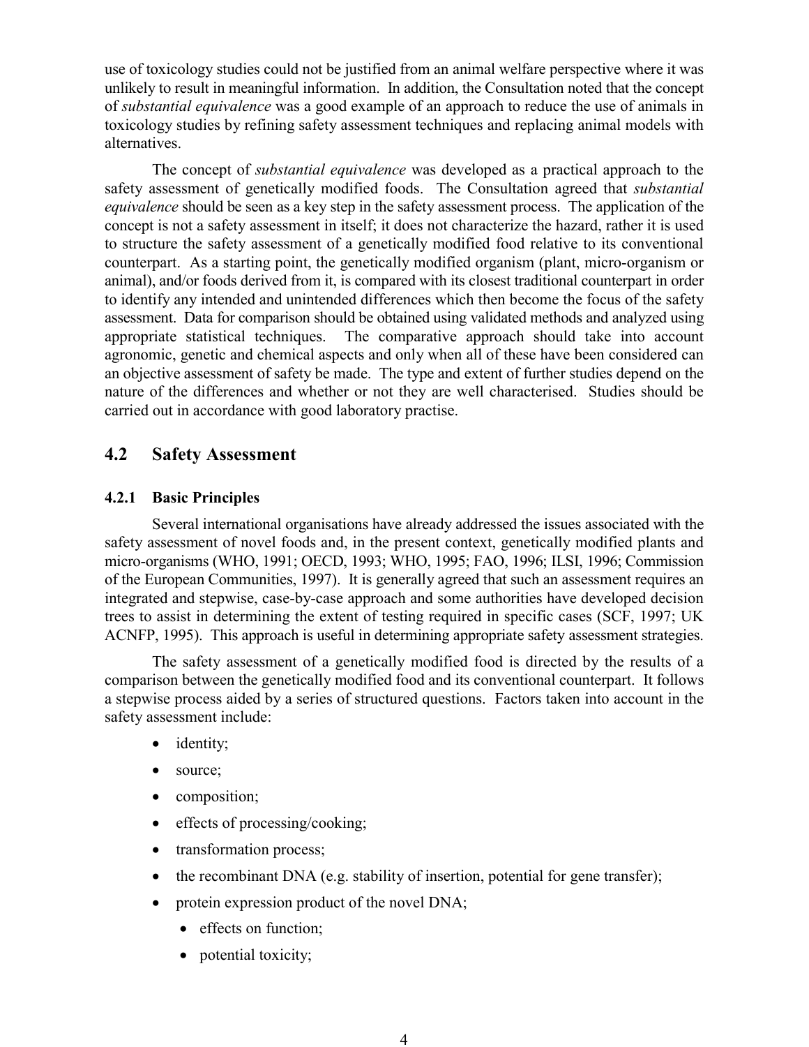use of toxicology studies could not be justified from an animal welfare perspective where it was unlikely to result in meaningful information. In addition, the Consultation noted that the concept of *substantial equivalence* was a good example of an approach to reduce the use of animals in toxicology studies by refining safety assessment techniques and replacing animal models with alternatives.

The concept of *substantial equivalence* was developed as a practical approach to the safety assessment of genetically modified foods. The Consultation agreed that *substantial equivalence* should be seen as a key step in the safety assessment process. The application of the concept is not a safety assessment in itself; it does not characterize the hazard, rather it is used to structure the safety assessment of a genetically modified food relative to its conventional counterpart. As a starting point, the genetically modified organism (plant, micro-organism or animal), and/or foods derived from it, is compared with its closest traditional counterpart in order to identify any intended and unintended differences which then become the focus of the safety assessment. Data for comparison should be obtained using validated methods and analyzed using appropriate statistical techniques. The comparative approach should take into account agronomic, genetic and chemical aspects and only when all of these have been considered can an objective assessment of safety be made. The type and extent of further studies depend on the nature of the differences and whether or not they are well characterised. Studies should be carried out in accordance with good laboratory practise.

## 4.2 Safety Assessment

### 4.2.1 Basic Principles

Several international organisations have already addressed the issues associated with the safety assessment of novel foods and, in the present context, genetically modified plants and micro-organisms (WHO, 1991; OECD, 1993; WHO, 1995; FAO, 1996; ILSI, 1996; Commission of the European Communities, 1997). It is generally agreed that such an assessment requires an integrated and stepwise, case-by-case approach and some authorities have developed decision trees to assist in determining the extent of testing required in specific cases (SCF, 1997; UK ACNFP, 1995). This approach is useful in determining appropriate safety assessment strategies.

The safety assessment of a genetically modified food is directed by the results of a comparison between the genetically modified food and its conventional counterpart. It follows a stepwise process aided by a series of structured questions. Factors taken into account in the safety assessment include:

- identity;
- source;
- composition;
- effects of processing/cooking;
- transformation process;
- the recombinant DNA (e.g. stability of insertion, potential for gene transfer);
- protein expression product of the novel DNA;
  - effects on function;
  - potential toxicity;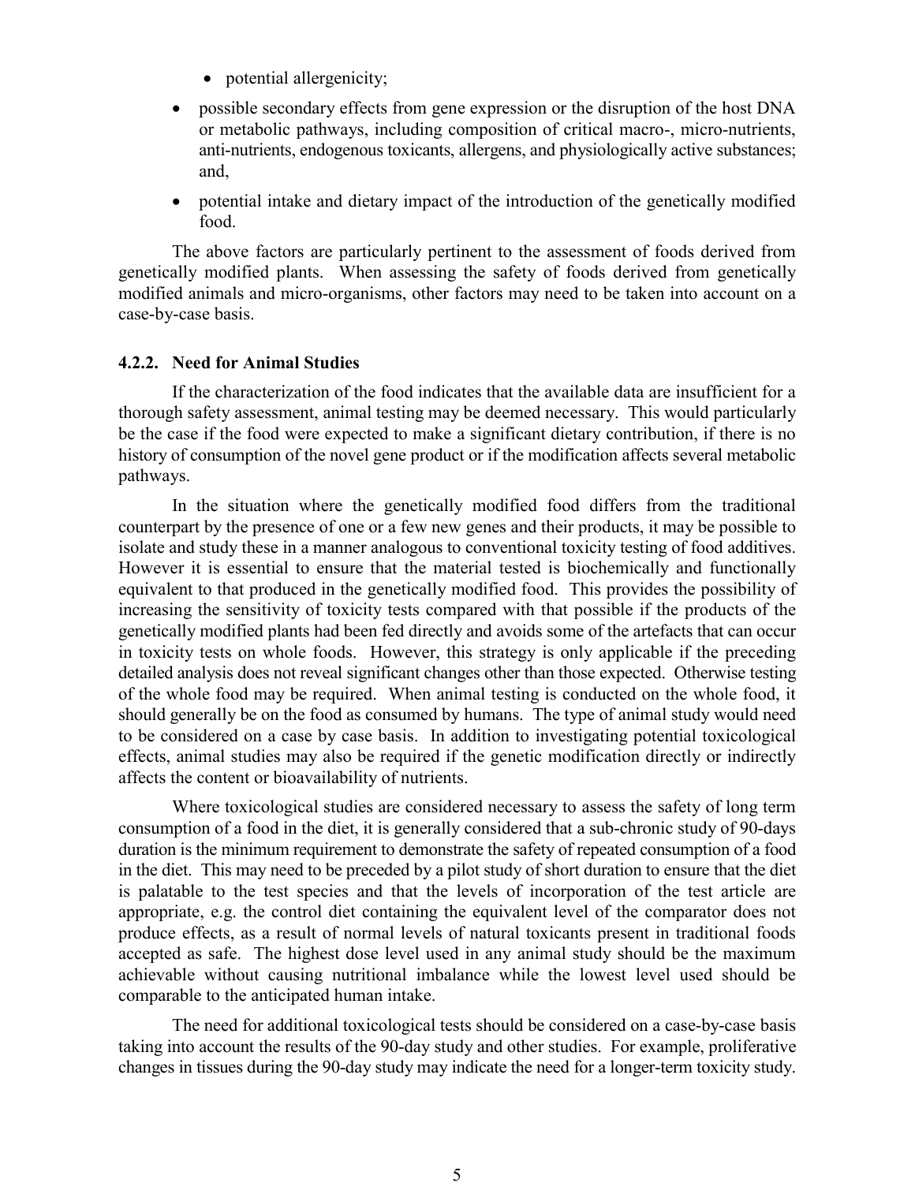- potential allergenicity;

- possible secondary effects from gene expression or the disruption of the host DNA or metabolic pathways, including composition of critical macro-, micro-nutrients, anti-nutrients, endogenous toxicants, allergens, and physiologically active substances; and,
- potential intake and dietary impact of the introduction of the genetically modified food.

The above factors are particularly pertinent to the assessment of foods derived from genetically modified plants. When assessing the safety of foods derived from genetically modified animals and micro-organisms, other factors may need to be taken into account on a case-by-case basis.

### 4.2.2. Need for Animal Studies

If the characterization of the food indicates that the available data are insufficient for a thorough safety assessment, animal testing may be deemed necessary. This would particularly be the case if the food were expected to make a significant dietary contribution, if there is no history of consumption of the novel gene product or if the modification affects several metabolic pathways.

In the situation where the genetically modified food differs from the traditional counterpart by the presence of one or a few new genes and their products, it may be possible to isolate and study these in a manner analogous to conventional toxicity testing of food additives. However it is essential to ensure that the material tested is biochemically and functionally equivalent to that produced in the genetically modified food. This provides the possibility of increasing the sensitivity of toxicity tests compared with that possible if the products of the genetically modified plants had been fed directly and avoids some of the artefacts that can occur in toxicity tests on whole foods. However, this strategy is only applicable if the preceding detailed analysis does not reveal significant changes other than those expected. Otherwise testing of the whole food may be required. When animal testing is conducted on the whole food, it should generally be on the food as consumed by humans. The type of animal study would need to be considered on a case by case basis. In addition to investigating potential toxicological effects, animal studies may also be required if the genetic modification directly or indirectly affects the content or bioavailability of nutrients.

Where toxicological studies are considered necessary to assess the safety of long term consumption of a food in the diet, it is generally considered that a sub-chronic study of 90-days duration is the minimum requirement to demonstrate the safety of repeated consumption of a food in the diet. This may need to be preceded by a pilot study of short duration to ensure that the diet is palatable to the test species and that the levels of incorporation of the test article are appropriate, e.g. the control diet containing the equivalent level of the comparator does not produce effects, as a result of normal levels of natural toxicants present in traditional foods accepted as safe. The highest dose level used in any animal study should be the maximum achievable without causing nutritional imbalance while the lowest level used should be comparable to the anticipated human intake.

The need for additional toxicological tests should be considered on a case-by-case basis taking into account the results of the 90-day study and other studies. For example, proliferative changes in tissues during the 90-day study may indicate the need for a longer-term toxicity study.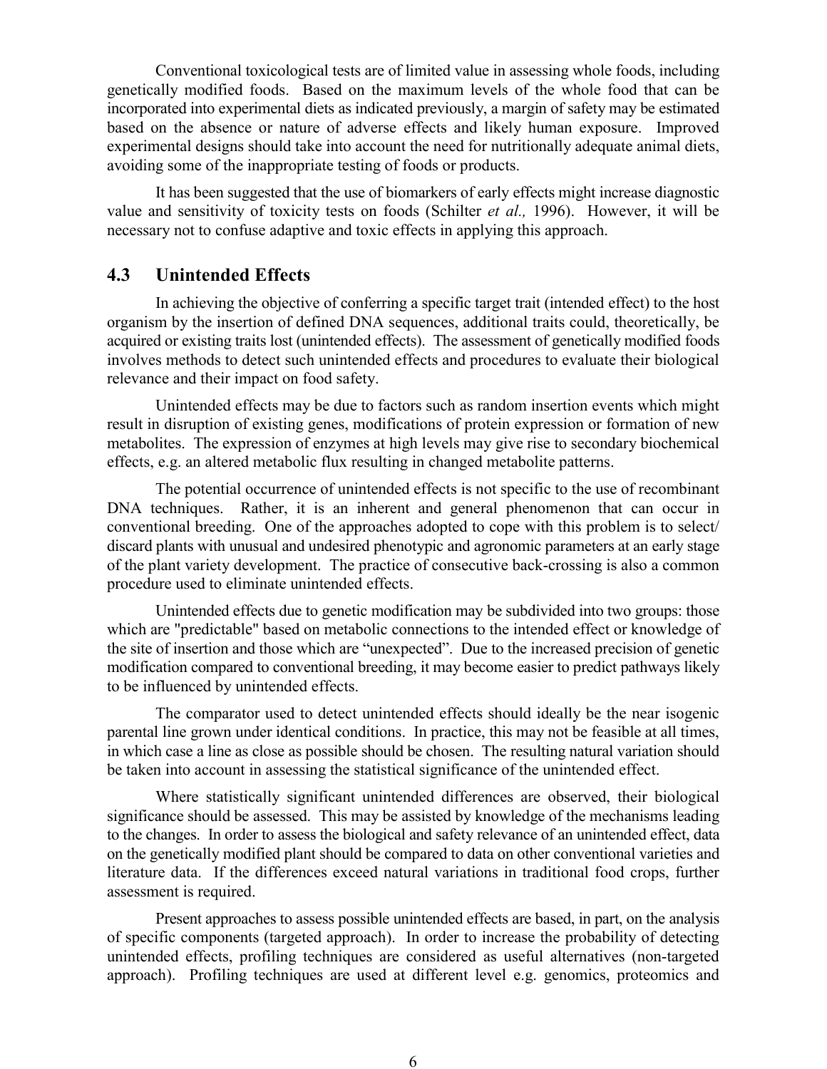Conventional toxicological tests are of limited value in assessing whole foods, including genetically modified foods. Based on the maximum levels of the whole food that can be incorporated into experimental diets as indicated previously, a margin of safety may be estimated based on the absence or nature of adverse effects and likely human exposure. Improved experimental designs should take into account the need for nutritionally adequate animal diets, avoiding some of the inappropriate testing of foods or products.

It has been suggested that the use of biomarkers of early effects might increase diagnostic value and sensitivity of toxicity tests on foods (Schilter *et al.,* 1996). However, it will be necessary not to confuse adaptive and toxic effects in applying this approach.

## 4.3 Unintended Effects

In achieving the objective of conferring a specific target trait (intended effect) to the host organism by the insertion of defined DNA sequences, additional traits could, theoretically, be acquired or existing traits lost (unintended effects). The assessment of genetically modified foods involves methods to detect such unintended effects and procedures to evaluate their biological relevance and their impact on food safety.

Unintended effects may be due to factors such as random insertion events which might result in disruption of existing genes, modifications of protein expression or formation of new metabolites. The expression of enzymes at high levels may give rise to secondary biochemical effects, e.g. an altered metabolic flux resulting in changed metabolite patterns.

The potential occurrence of unintended effects is not specific to the use of recombinant DNA techniques. Rather, it is an inherent and general phenomenon that can occur in conventional breeding. One of the approaches adopted to cope with this problem is to select/ discard plants with unusual and undesired phenotypic and agronomic parameters at an early stage of the plant variety development. The practice of consecutive back-crossing is also a common procedure used to eliminate unintended effects.

Unintended effects due to genetic modification may be subdivided into two groups: those which are "predictable" based on metabolic connections to the intended effect or knowledge of the site of insertion and those which are "unexpected". Due to the increased precision of genetic modification compared to conventional breeding, it may become easier to predict pathways likely to be influenced by unintended effects.

The comparator used to detect unintended effects should ideally be the near isogenic parental line grown under identical conditions. In practice, this may not be feasible at all times, in which case a line as close as possible should be chosen. The resulting natural variation should be taken into account in assessing the statistical significance of the unintended effect.

Where statistically significant unintended differences are observed, their biological significance should be assessed. This may be assisted by knowledge of the mechanisms leading to the changes. In order to assess the biological and safety relevance of an unintended effect, data on the genetically modified plant should be compared to data on other conventional varieties and literature data. If the differences exceed natural variations in traditional food crops, further assessment is required.

Present approaches to assess possible unintended effects are based, in part, on the analysis of specific components (targeted approach). In order to increase the probability of detecting unintended effects, profiling techniques are considered as useful alternatives (non-targeted approach). Profiling techniques are used at different level e.g. genomics, proteomics and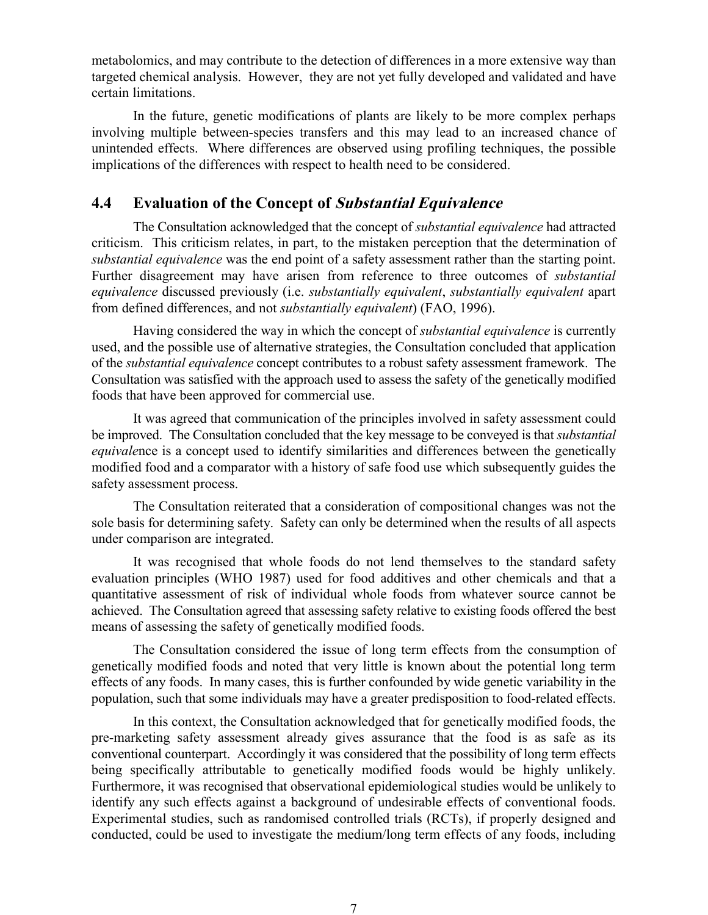metabolomics, and may contribute to the detection of differences in a more extensive way than targeted chemical analysis. However, they are not yet fully developed and validated and have certain limitations.

In the future, genetic modifications of plants are likely to be more complex perhaps involving multiple between-species transfers and this may lead to an increased chance of unintended effects. Where differences are observed using profiling techniques, the possible implications of the differences with respect to health need to be considered.

## 4.4 Evaluation of the Concept of *Substantial Equivalence*

The Consultation acknowledged that the concept of *substantial equivalence* had attracted criticism. This criticism relates, in part, to the mistaken perception that the determination of *substantial equivalence* was the end point of a safety assessment rather than the starting point. Further disagreement may have arisen from reference to three outcomes of *substantial equivalence* discussed previously (i.e. *substantially equivalent*, *substantially equivalent* apart from defined differences, and not *substantially equivalent*) (FAO, 1996).

Having considered the way in which the concept of *substantial equivalence* is currently used, and the possible use of alternative strategies, the Consultation concluded that application of the *substantial equivalence* concept contributes to a robust safety assessment framework. The Consultation was satisfied with the approach used to assess the safety of the genetically modified foods that have been approved for commercial use.

It was agreed that communication of the principles involved in safety assessment could be improved. The Consultation concluded that the key message to be conveyed is that *substantial equivale*nce is a concept used to identify similarities and differences between the genetically modified food and a comparator with a history of safe food use which subsequently guides the safety assessment process.

The Consultation reiterated that a consideration of compositional changes was not the sole basis for determining safety. Safety can only be determined when the results of all aspects under comparison are integrated.

It was recognised that whole foods do not lend themselves to the standard safety evaluation principles (WHO 1987) used for food additives and other chemicals and that a quantitative assessment of risk of individual whole foods from whatever source cannot be achieved. The Consultation agreed that assessing safety relative to existing foods offered the best means of assessing the safety of genetically modified foods.

The Consultation considered the issue of long term effects from the consumption of genetically modified foods and noted that very little is known about the potential long term effects of any foods. In many cases, this is further confounded by wide genetic variability in the population, such that some individuals may have a greater predisposition to food-related effects.

In this context, the Consultation acknowledged that for genetically modified foods, the pre-marketing safety assessment already gives assurance that the food is as safe as its conventional counterpart. Accordingly it was considered that the possibility of long term effects being specifically attributable to genetically modified foods would be highly unlikely. Furthermore, it was recognised that observational epidemiological studies would be unlikely to identify any such effects against a background of undesirable effects of conventional foods. Experimental studies, such as randomised controlled trials (RCTs), if properly designed and conducted, could be used to investigate the medium/long term effects of any foods, including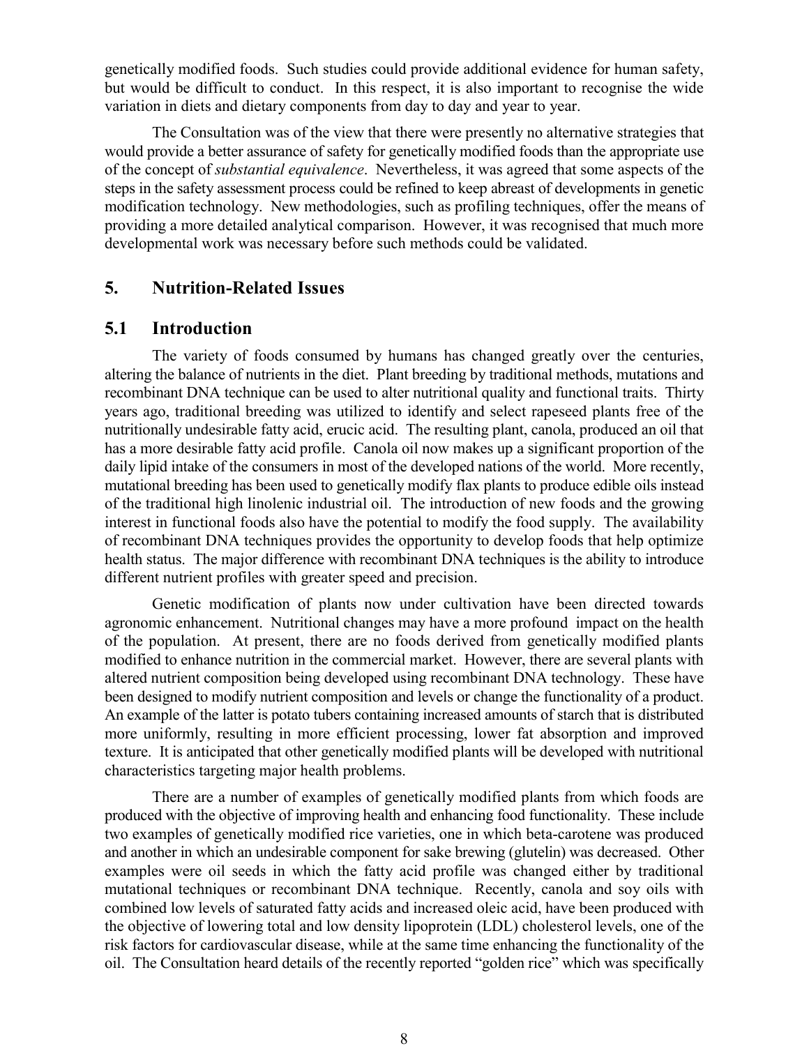genetically modified foods. Such studies could provide additional evidence for human safety, but would be difficult to conduct. In this respect, it is also important to recognise the wide variation in diets and dietary components from day to day and year to year.

The Consultation was of the view that there were presently no alternative strategies that would provide a better assurance of safety for genetically modified foods than the appropriate use of the concept of *substantial equivalence*. Nevertheless, it was agreed that some aspects of the steps in the safety assessment process could be refined to keep abreast of developments in genetic modification technology. New methodologies, such as profiling techniques, offer the means of providing a more detailed analytical comparison. However, it was recognised that much more developmental work was necessary before such methods could be validated.

## 5. Nutrition-Related Issues

### 5.1 Introduction

The variety of foods consumed by humans has changed greatly over the centuries, altering the balance of nutrients in the diet. Plant breeding by traditional methods, mutations and recombinant DNA technique can be used to alter nutritional quality and functional traits. Thirty years ago, traditional breeding was utilized to identify and select rapeseed plants free of the nutritionally undesirable fatty acid, erucic acid. The resulting plant, canola, produced an oil that has a more desirable fatty acid profile. Canola oil now makes up a significant proportion of the daily lipid intake of the consumers in most of the developed nations of the world. More recently, mutational breeding has been used to genetically modify flax plants to produce edible oils instead of the traditional high linolenic industrial oil. The introduction of new foods and the growing interest in functional foods also have the potential to modify the food supply. The availability of recombinant DNA techniques provides the opportunity to develop foods that help optimize health status. The major difference with recombinant DNA techniques is the ability to introduce different nutrient profiles with greater speed and precision.

Genetic modification of plants now under cultivation have been directed towards agronomic enhancement. Nutritional changes may have a more profound impact on the health of the population. At present, there are no foods derived from genetically modified plants modified to enhance nutrition in the commercial market. However, there are several plants with altered nutrient composition being developed using recombinant DNA technology. These have been designed to modify nutrient composition and levels or change the functionality of a product. An example of the latter is potato tubers containing increased amounts of starch that is distributed more uniformly, resulting in more efficient processing, lower fat absorption and improved texture. It is anticipated that other genetically modified plants will be developed with nutritional characteristics targeting major health problems.

There are a number of examples of genetically modified plants from which foods are produced with the objective of improving health and enhancing food functionality. These include two examples of genetically modified rice varieties, one in which beta-carotene was produced and another in which an undesirable component for sake brewing (glutelin) was decreased. Other examples were oil seeds in which the fatty acid profile was changed either by traditional mutational techniques or recombinant DNA technique. Recently, canola and soy oils with combined low levels of saturated fatty acids and increased oleic acid, have been produced with the objective of lowering total and low density lipoprotein (LDL) cholesterol levels, one of the risk factors for cardiovascular disease, while at the same time enhancing the functionality of the oil. The Consultation heard details of the recently reported "golden rice" which was specifically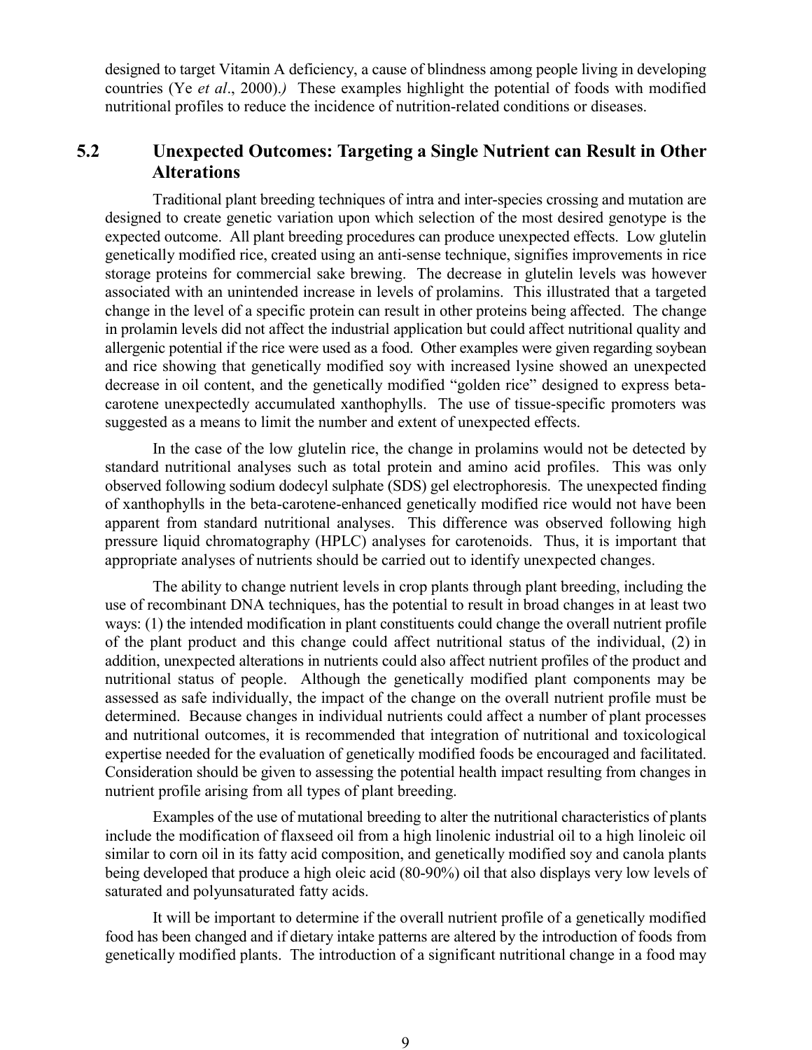designed to target Vitamin A deficiency, a cause of blindness among people living in developing countries (Ye *et al*., 2000).*)* These examples highlight the potential of foods with modified nutritional profiles to reduce the incidence of nutrition-related conditions or diseases.

## 5.2 Unexpected Outcomes: Targeting a Single Nutrient can Result in Other Alterations

Traditional plant breeding techniques of intra and inter-species crossing and mutation are designed to create genetic variation upon which selection of the most desired genotype is the expected outcome. All plant breeding procedures can produce unexpected effects. Low glutelin genetically modified rice, created using an anti-sense technique, signifies improvements in rice storage proteins for commercial sake brewing. The decrease in glutelin levels was however associated with an unintended increase in levels of prolamins. This illustrated that a targeted change in the level of a specific protein can result in other proteins being affected. The change in prolamin levels did not affect the industrial application but could affect nutritional quality and allergenic potential if the rice were used as a food. Other examples were given regarding soybean and rice showing that genetically modified soy with increased lysine showed an unexpected decrease in oil content, and the genetically modified "golden rice" designed to express beta-carotene unexpectedly accumulated xanthophylls. The use of tissue-specific promoters was suggested as a means to limit the number and extent of unexpected effects.

In the case of the low glutelin rice, the change in prolamins would not be detected by standard nutritional analyses such as total protein and amino acid profiles. This was only observed following sodium dodecyl sulphate (SDS) gel electrophoresis. The unexpected finding of xanthophylls in the beta-carotene-enhanced genetically modified rice would not have been apparent from standard nutritional analyses. This difference was observed following high pressure liquid chromatography (HPLC) analyses for carotenoids. Thus, it is important that appropriate analyses of nutrients should be carried out to identify unexpected changes.

The ability to change nutrient levels in crop plants through plant breeding, including the use of recombinant DNA techniques, has the potential to result in broad changes in at least two ways: (1) the intended modification in plant constituents could change the overall nutrient profile of the plant product and this change could affect nutritional status of the individual, (2) in addition, unexpected alterations in nutrients could also affect nutrient profiles of the product and nutritional status of people. Although the genetically modified plant components may be assessed as safe individually, the impact of the change on the overall nutrient profile must be determined. Because changes in individual nutrients could affect a number of plant processes and nutritional outcomes, it is recommended that integration of nutritional and toxicological expertise needed for the evaluation of genetically modified foods be encouraged and facilitated. Consideration should be given to assessing the potential health impact resulting from changes in nutrient profile arising from all types of plant breeding.

Examples of the use of mutational breeding to alter the nutritional characteristics of plants include the modification of flaxseed oil from a high linolenic industrial oil to a high linoleic oil similar to corn oil in its fatty acid composition, and genetically modified soy and canola plants being developed that produce a high oleic acid (80-90%) oil that also displays very low levels of saturated and polyunsaturated fatty acids.

It will be important to determine if the overall nutrient profile of a genetically modified food has been changed and if dietary intake patterns are altered by the introduction of foods from genetically modified plants. The introduction of a significant nutritional change in a food may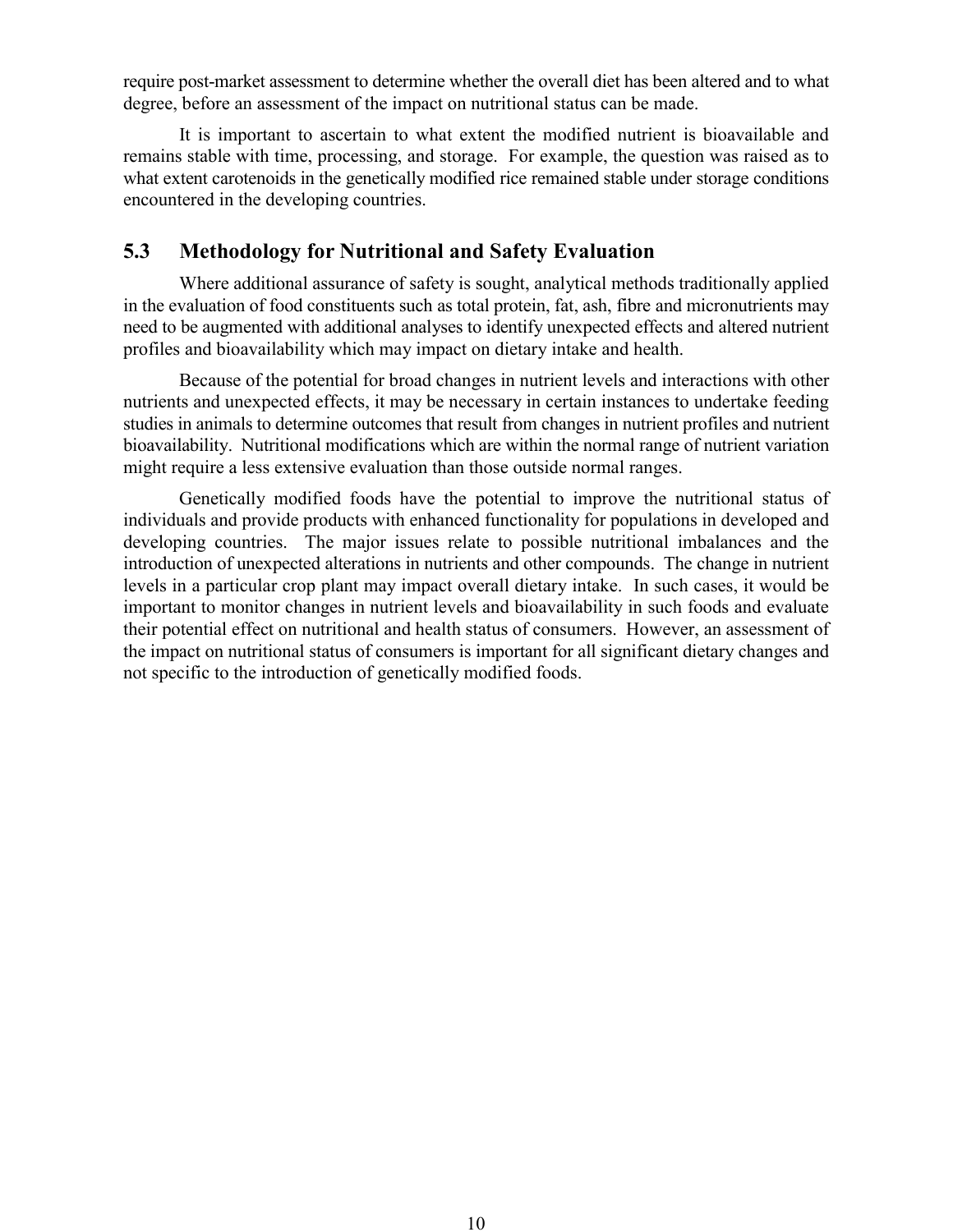require post-market assessment to determine whether the overall diet has been altered and to what degree, before an assessment of the impact on nutritional status can be made.

It is important to ascertain to what extent the modified nutrient is bioavailable and remains stable with time, processing, and storage. For example, the question was raised as to what extent carotenoids in the genetically modified rice remained stable under storage conditions encountered in the developing countries.

## 5.3 Methodology for Nutritional and Safety Evaluation

Where additional assurance of safety is sought, analytical methods traditionally applied in the evaluation of food constituents such as total protein, fat, ash, fibre and micronutrients may need to be augmented with additional analyses to identify unexpected effects and altered nutrient profiles and bioavailability which may impact on dietary intake and health.

Because of the potential for broad changes in nutrient levels and interactions with other nutrients and unexpected effects, it may be necessary in certain instances to undertake feeding studies in animals to determine outcomes that result from changes in nutrient profiles and nutrient bioavailability. Nutritional modifications which are within the normal range of nutrient variation might require a less extensive evaluation than those outside normal ranges.

Genetically modified foods have the potential to improve the nutritional status of individuals and provide products with enhanced functionality for populations in developed and developing countries. The major issues relate to possible nutritional imbalances and the introduction of unexpected alterations in nutrients and other compounds. The change in nutrient levels in a particular crop plant may impact overall dietary intake. In such cases, it would be important to monitor changes in nutrient levels and bioavailability in such foods and evaluate their potential effect on nutritional and health status of consumers. However, an assessment of the impact on nutritional status of consumers is important for all significant dietary changes and not specific to the introduction of genetically modified foods.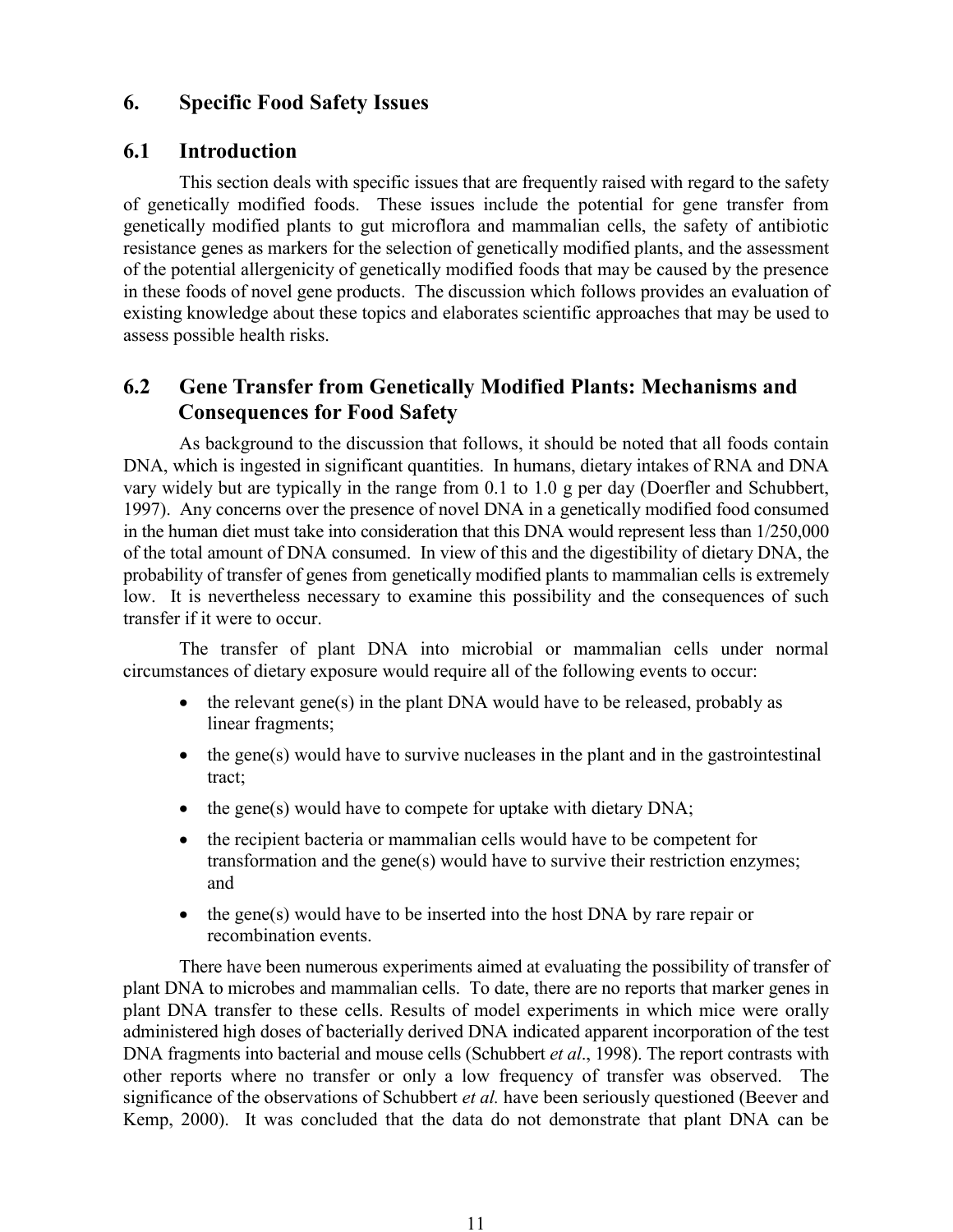## 6. Specific Food Safety Issues

### 6.1 Introduction

This section deals with specific issues that are frequently raised with regard to the safety of genetically modified foods. These issues include the potential for gene transfer from genetically modified plants to gut microflora and mammalian cells, the safety of antibiotic resistance genes as markers for the selection of genetically modified plants, and the assessment of the potential allergenicity of genetically modified foods that may be caused by the presence in these foods of novel gene products. The discussion which follows provides an evaluation of existing knowledge about these topics and elaborates scientific approaches that may be used to assess possible health risks.

### 6.2 Gene Transfer from Genetically Modified Plants: Mechanisms and Consequences for Food Safety

As background to the discussion that follows, it should be noted that all foods contain DNA, which is ingested in significant quantities. In humans, dietary intakes of RNA and DNA vary widely but are typically in the range from 0.1 to 1.0 g per day (Doerfler and Schubbert, 1997). Any concerns over the presence of novel DNA in a genetically modified food consumed in the human diet must take into consideration that this DNA would represent less than 1/250,000 of the total amount of DNA consumed. In view of this and the digestibility of dietary DNA, the probability of transfer of genes from genetically modified plants to mammalian cells is extremely low. It is nevertheless necessary to examine this possibility and the consequences of such transfer if it were to occur.

The transfer of plant DNA into microbial or mammalian cells under normal circumstances of dietary exposure would require all of the following events to occur:

- the relevant gene(s) in the plant DNA would have to be released, probably as linear fragments;
- the gene(s) would have to survive nucleases in the plant and in the gastrointestinal tract;
- the gene(s) would have to compete for uptake with dietary DNA;
- the recipient bacteria or mammalian cells would have to be competent for transformation and the gene(s) would have to survive their restriction enzymes; and
- the gene(s) would have to be inserted into the host DNA by rare repair or recombination events.

There have been numerous experiments aimed at evaluating the possibility of transfer of plant DNA to microbes and mammalian cells. To date, there are no reports that marker genes in plant DNA transfer to these cells. Results of model experiments in which mice were orally administered high doses of bacterially derived DNA indicated apparent incorporation of the test DNA fragments into bacterial and mouse cells (Schubbert *et al*., 1998). The report contrasts with other reports where no transfer or only a low frequency of transfer was observed. The significance of the observations of Schubbert *et al.* have been seriously questioned (Beever and Kemp, 2000). It was concluded that the data do not demonstrate that plant DNA can be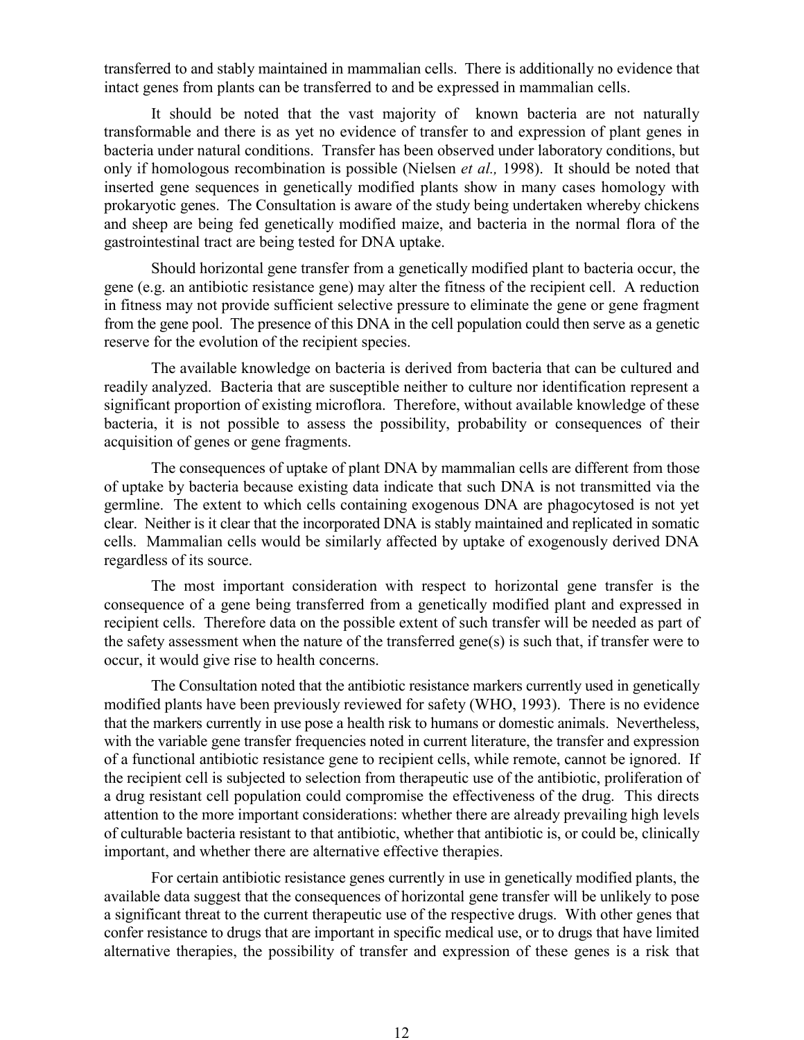transferred to and stably maintained in mammalian cells. There is additionally no evidence that intact genes from plants can be transferred to and be expressed in mammalian cells.

It should be noted that the vast majority of known bacteria are not naturally transformable and there is as yet no evidence of transfer to and expression of plant genes in bacteria under natural conditions. Transfer has been observed under laboratory conditions, but only if homologous recombination is possible (Nielsen *et al.,* 1998). It should be noted that inserted gene sequences in genetically modified plants show in many cases homology with prokaryotic genes. The Consultation is aware of the study being undertaken whereby chickens and sheep are being fed genetically modified maize, and bacteria in the normal flora of the gastrointestinal tract are being tested for DNA uptake.

Should horizontal gene transfer from a genetically modified plant to bacteria occur, the gene (e.g. an antibiotic resistance gene) may alter the fitness of the recipient cell. A reduction in fitness may not provide sufficient selective pressure to eliminate the gene or gene fragment from the gene pool. The presence of this DNA in the cell population could then serve as a genetic reserve for the evolution of the recipient species.

The available knowledge on bacteria is derived from bacteria that can be cultured and readily analyzed. Bacteria that are susceptible neither to culture nor identification represent a significant proportion of existing microflora. Therefore, without available knowledge of these bacteria, it is not possible to assess the possibility, probability or consequences of their acquisition of genes or gene fragments.

The consequences of uptake of plant DNA by mammalian cells are different from those of uptake by bacteria because existing data indicate that such DNA is not transmitted via the germline. The extent to which cells containing exogenous DNA are phagocytosed is not yet clear. Neither is it clear that the incorporated DNA is stably maintained and replicated in somatic cells. Mammalian cells would be similarly affected by uptake of exogenously derived DNA regardless of its source.

The most important consideration with respect to horizontal gene transfer is the consequence of a gene being transferred from a genetically modified plant and expressed in recipient cells. Therefore data on the possible extent of such transfer will be needed as part of the safety assessment when the nature of the transferred gene(s) is such that, if transfer were to occur, it would give rise to health concerns.

The Consultation noted that the antibiotic resistance markers currently used in genetically modified plants have been previously reviewed for safety (WHO, 1993). There is no evidence that the markers currently in use pose a health risk to humans or domestic animals. Nevertheless, with the variable gene transfer frequencies noted in current literature, the transfer and expression of a functional antibiotic resistance gene to recipient cells, while remote, cannot be ignored. If the recipient cell is subjected to selection from therapeutic use of the antibiotic, proliferation of a drug resistant cell population could compromise the effectiveness of the drug. This directs attention to the more important considerations: whether there are already prevailing high levels of culturable bacteria resistant to that antibiotic, whether that antibiotic is, or could be, clinically important, and whether there are alternative effective therapies.

For certain antibiotic resistance genes currently in use in genetically modified plants, the available data suggest that the consequences of horizontal gene transfer will be unlikely to pose a significant threat to the current therapeutic use of the respective drugs. With other genes that confer resistance to drugs that are important in specific medical use, or to drugs that have limited alternative therapies, the possibility of transfer and expression of these genes is a risk that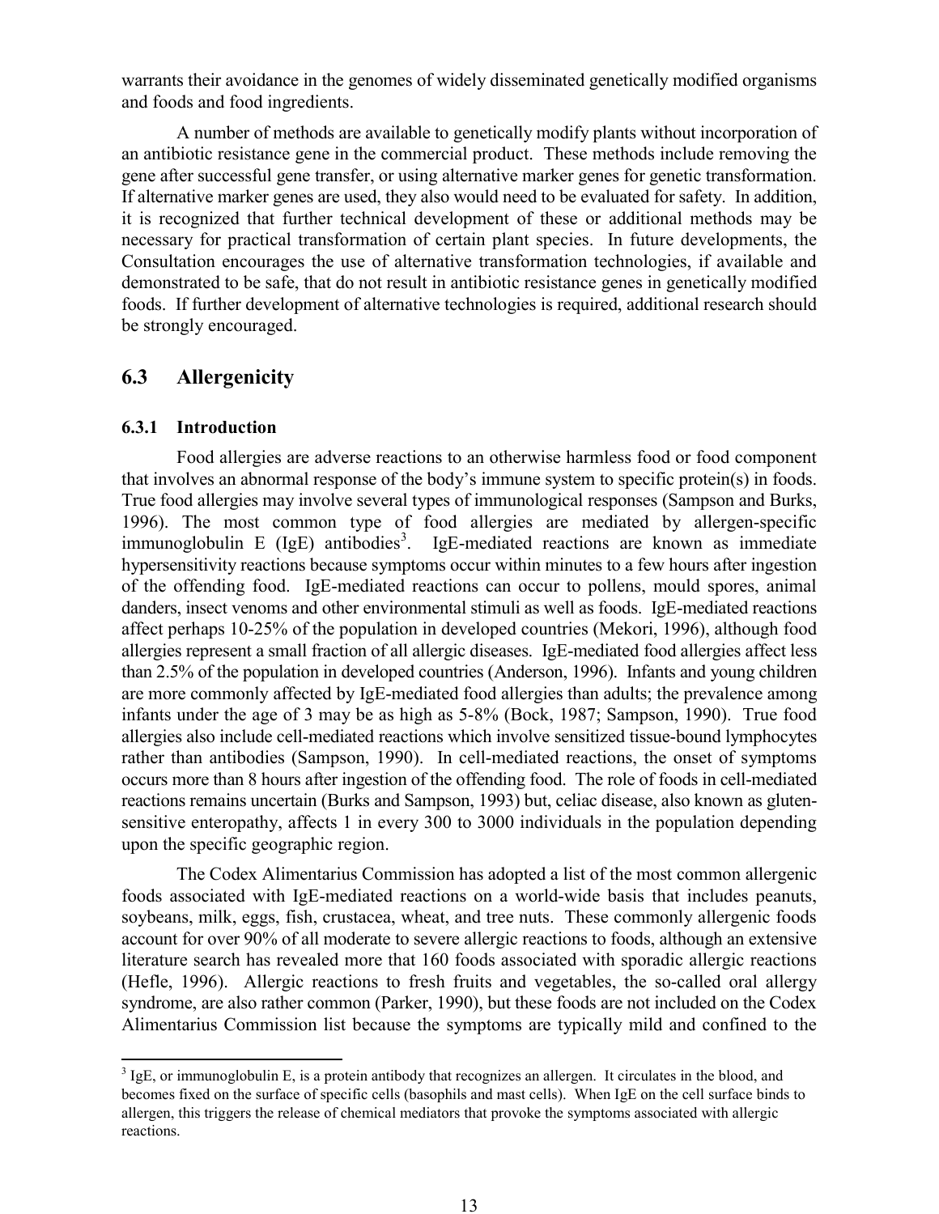warrants their avoidance in the genomes of widely disseminated genetically modified organisms and foods and food ingredients.

A number of methods are available to genetically modify plants without incorporation of an antibiotic resistance gene in the commercial product. These methods include removing the gene after successful gene transfer, or using alternative marker genes for genetic transformation. If alternative marker genes are used, they also would need to be evaluated for safety. In addition, it is recognized that further technical development of these or additional methods may be necessary for practical transformation of certain plant species. In future developments, the Consultation encourages the use of alternative transformation technologies, if available and demonstrated to be safe, that do not result in antibiotic resistance genes in genetically modified foods. If further development of alternative technologies is required, additional research should be strongly encouraged.

## 6.3 Allergenicity

### 6.3.1 Introduction

Food allergies are adverse reactions to an otherwise harmless food or food component that involves an abnormal response of the body's immune system to specific protein(s) in foods. True food allergies may involve several types of immunological responses (Sampson and Burks, 1996). The most common type of food allergies are mediated by allergen-specific immunoglobulin E (IgE) antibodies[3]. IgE-mediated reactions are known as immediate hypersensitivity reactions because symptoms occur within minutes to a few hours after ingestion of the offending food. IgE-mediated reactions can occur to pollens, mould spores, animal danders, insect venoms and other environmental stimuli as well as foods. IgE-mediated reactions affect perhaps 10-25% of the population in developed countries (Mekori, 1996), although food allergies represent a small fraction of all allergic diseases. IgE-mediated food allergies affect less than 2.5% of the population in developed countries (Anderson, 1996). Infants and young children are more commonly affected by IgE-mediated food allergies than adults; the prevalence among infants under the age of 3 may be as high as 5-8% (Bock, 1987; Sampson, 1990). True food allergies also include cell-mediated reactions which involve sensitized tissue-bound lymphocytes rather than antibodies (Sampson, 1990). In cell-mediated reactions, the onset of symptoms occurs more than 8 hours after ingestion of the offending food. The role of foods in cell-mediated reactions remains uncertain (Burks and Sampson, 1993) but, celiac disease, also known as gluten-sensitive enteropathy, affects 1 in every 300 to 3000 individuals in the population depending upon the specific geographic region.

The Codex Alimentarius Commission has adopted a list of the most common allergenic foods associated with IgE-mediated reactions on a world-wide basis that includes peanuts, soybeans, milk, eggs, fish, crustacea, wheat, and tree nuts. These commonly allergenic foods account for over 90% of all moderate to severe allergic reactions to foods, although an extensive literature search has revealed more that 160 foods associated with sporadic allergic reactions (Hefle, 1996). Allergic reactions to fresh fruits and vegetables, the so-called oral allergy syndrome, are also rather common (Parker, 1990), but these foods are not included on the Codex Alimentarius Commission list because the symptoms are typically mild and confined to the

---

[3] IgE, or immunoglobulin E, is a protein antibody that recognizes an allergen. It circulates in the blood, and becomes fixed on the surface of specific cells (basophils and mast cells). When IgE on the cell surface binds to allergen, this triggers the release of chemical mediators that provoke the symptoms associated with allergic reactions.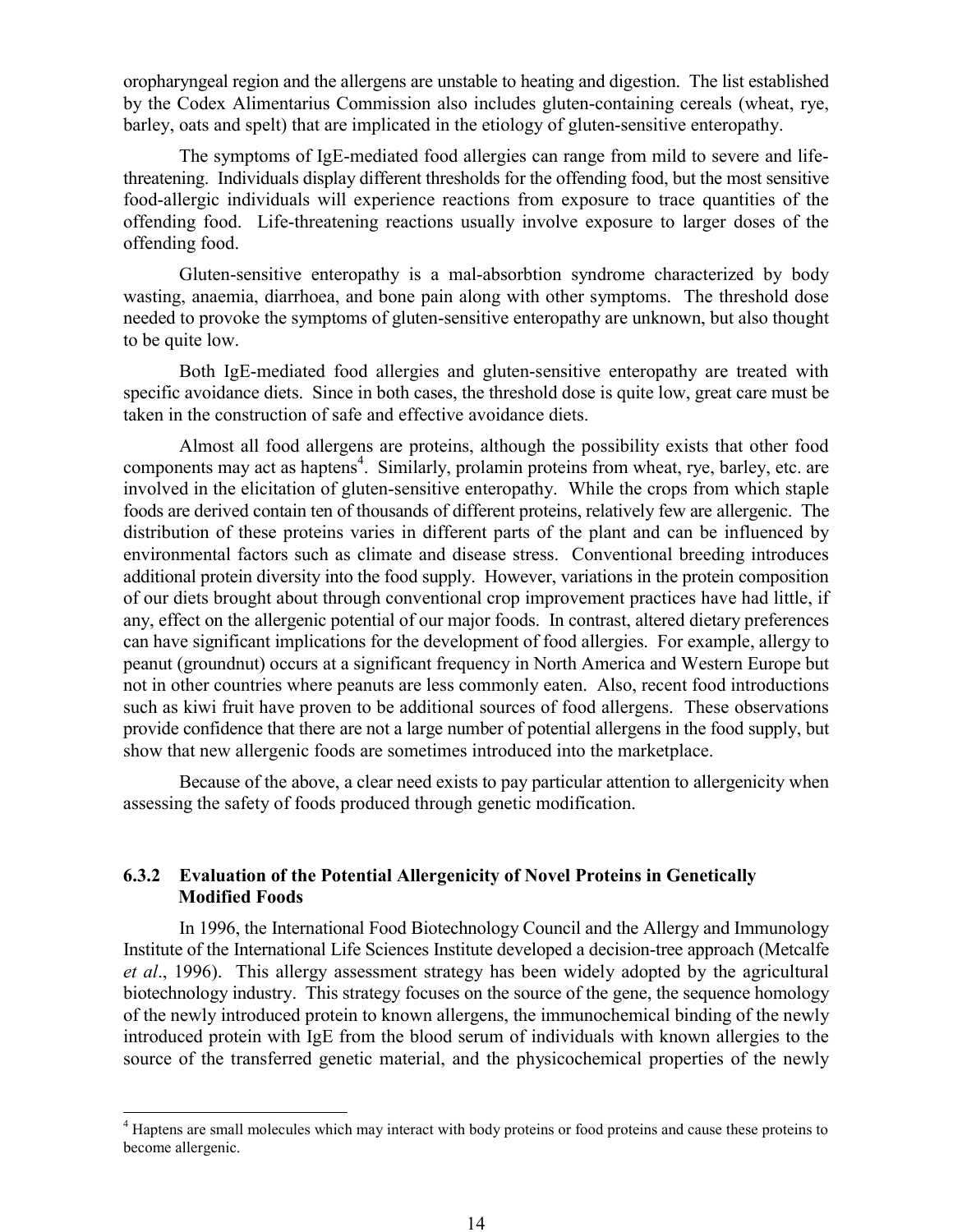oropharyngeal region and the allergens are unstable to heating and digestion. The list established by the Codex Alimentarius Commission also includes gluten-containing cereals (wheat, rye, barley, oats and spelt) that are implicated in the etiology of gluten-sensitive enteropathy.

The symptoms of IgE-mediated food allergies can range from mild to severe and life-threatening. Individuals display different thresholds for the offending food, but the most sensitive food-allergic individuals will experience reactions from exposure to trace quantities of the offending food. Life-threatening reactions usually involve exposure to larger doses of the offending food.

Gluten-sensitive enteropathy is a mal-absorbtion syndrome characterized by body wasting, anaemia, diarrhoea, and bone pain along with other symptoms. The threshold dose needed to provoke the symptoms of gluten-sensitive enteropathy are unknown, but also thought to be quite low.

Both IgE-mediated food allergies and gluten-sensitive enteropathy are treated with specific avoidance diets. Since in both cases, the threshold dose is quite low, great care must be taken in the construction of safe and effective avoidance diets.

Almost all food allergens are proteins, although the possibility exists that other food components may act as haptens[4]. Similarly, prolamin proteins from wheat, rye, barley, etc. are involved in the elicitation of gluten-sensitive enteropathy. While the crops from which staple foods are derived contain ten of thousands of different proteins, relatively few are allergenic. The distribution of these proteins varies in different parts of the plant and can be influenced by environmental factors such as climate and disease stress. Conventional breeding introduces additional protein diversity into the food supply. However, variations in the protein composition of our diets brought about through conventional crop improvement practices have had little, if any, effect on the allergenic potential of our major foods. In contrast, altered dietary preferences can have significant implications for the development of food allergies. For example, allergy to peanut (groundnut) occurs at a significant frequency in North America and Western Europe but not in other countries where peanuts are less commonly eaten. Also, recent food introductions such as kiwi fruit have proven to be additional sources of food allergens. These observations provide confidence that there are not a large number of potential allergens in the food supply, but show that new allergenic foods are sometimes introduced into the marketplace.

Because of the above, a clear need exists to pay particular attention to allergenicity when assessing the safety of foods produced through genetic modification.

### 6.3.2 Evaluation of the Potential Allergenicity of Novel Proteins in Genetically Modified Foods

In 1996, the International Food Biotechnology Council and the Allergy and Immunology Institute of the International Life Sciences Institute developed a decision-tree approach (Metcalfe *et al*., 1996). This allergy assessment strategy has been widely adopted by the agricultural biotechnology industry. This strategy focuses on the source of the gene, the sequence homology of the newly introduced protein to known allergens, the immunochemical binding of the newly introduced protein with IgE from the blood serum of individuals with known allergies to the source of the transferred genetic material, and the physicochemical properties of the newly

---

[4] Haptens are small molecules which may interact with body proteins or food proteins and cause these proteins to become allergenic.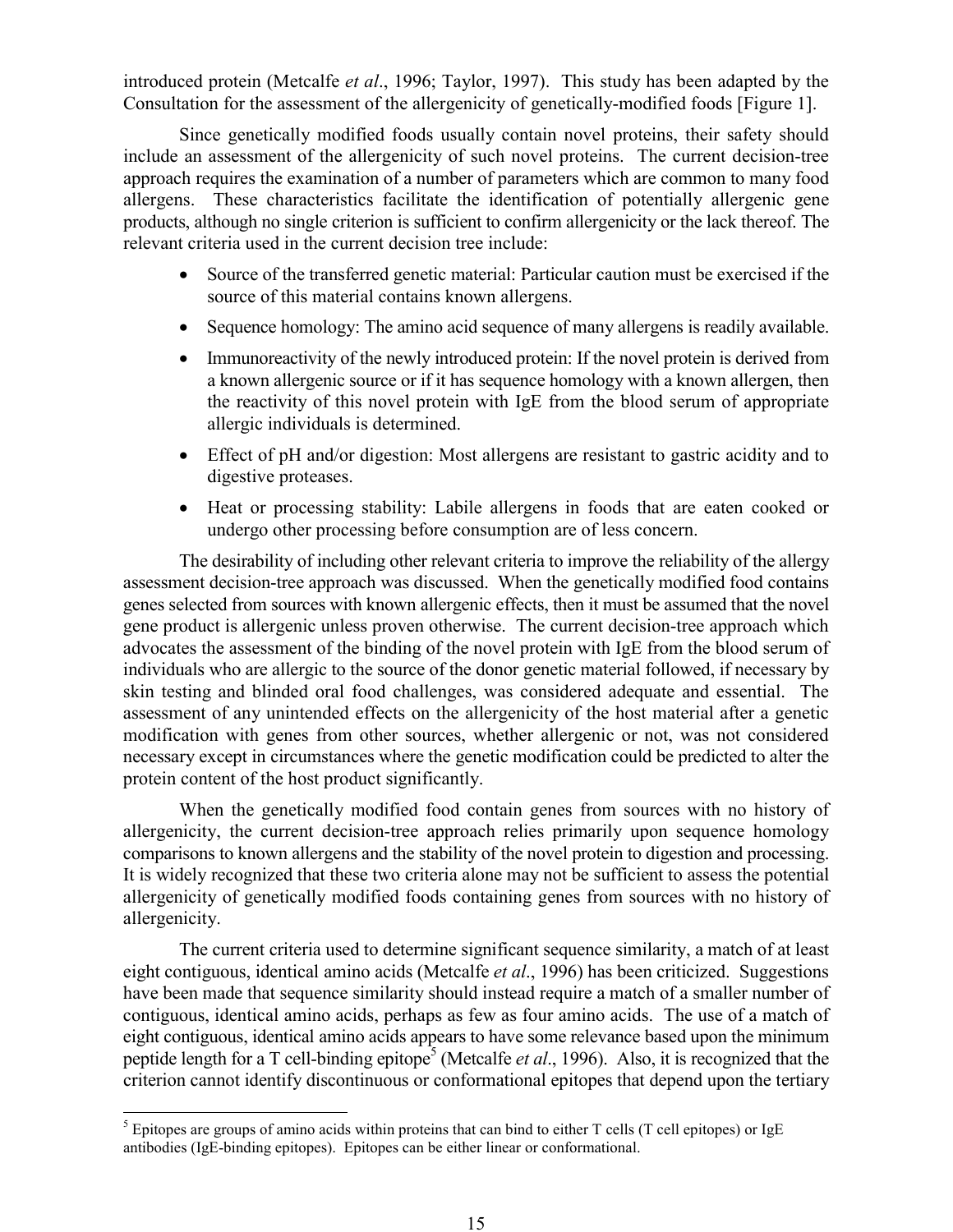introduced protein (Metcalfe *et al*., 1996; Taylor, 1997). This study has been adapted by the Consultation for the assessment of the allergenicity of genetically-modified foods [Figure 1].

Since genetically modified foods usually contain novel proteins, their safety should include an assessment of the allergenicity of such novel proteins. The current decision-tree approach requires the examination of a number of parameters which are common to many food allergens. These characteristics facilitate the identification of potentially allergenic gene products, although no single criterion is sufficient to confirm allergenicity or the lack thereof. The relevant criteria used in the current decision tree include:

- Source of the transferred genetic material: Particular caution must be exercised if the source of this material contains known allergens.
- Sequence homology: The amino acid sequence of many allergens is readily available.
- Immunoreactivity of the newly introduced protein: If the novel protein is derived from a known allergenic source or if it has sequence homology with a known allergen, then the reactivity of this novel protein with IgE from the blood serum of appropriate allergic individuals is determined.
- Effect of pH and/or digestion: Most allergens are resistant to gastric acidity and to digestive proteases.
- Heat or processing stability: Labile allergens in foods that are eaten cooked or undergo other processing before consumption are of less concern.

The desirability of including other relevant criteria to improve the reliability of the allergy assessment decision-tree approach was discussed. When the genetically modified food contains genes selected from sources with known allergenic effects, then it must be assumed that the novel gene product is allergenic unless proven otherwise. The current decision-tree approach which advocates the assessment of the binding of the novel protein with IgE from the blood serum of individuals who are allergic to the source of the donor genetic material followed, if necessary by skin testing and blinded oral food challenges, was considered adequate and essential. The assessment of any unintended effects on the allergenicity of the host material after a genetic modification with genes from other sources, whether allergenic or not, was not considered necessary except in circumstances where the genetic modification could be predicted to alter the protein content of the host product significantly.

When the genetically modified food contain genes from sources with no history of allergenicity, the current decision-tree approach relies primarily upon sequence homology comparisons to known allergens and the stability of the novel protein to digestion and processing. It is widely recognized that these two criteria alone may not be sufficient to assess the potential allergenicity of genetically modified foods containing genes from sources with no history of allergenicity.

The current criteria used to determine significant sequence similarity, a match of at least eight contiguous, identical amino acids (Metcalfe *et al*., 1996) has been criticized. Suggestions have been made that sequence similarity should instead require a match of a smaller number of contiguous, identical amino acids, perhaps as few as four amino acids. The use of a match of eight contiguous, identical amino acids appears to have some relevance based upon the minimum peptide length for a T cell-binding epitope[5] (Metcalfe *et al*., 1996). Also, it is recognized that the criterion cannot identify discontinuous or conformational epitopes that depend upon the tertiary

[5] Epitopes are groups of amino acids within proteins that can bind to either T cells (T cell epitopes) or IgE antibodies (IgE-binding epitopes). Epitopes can be either linear or conformational.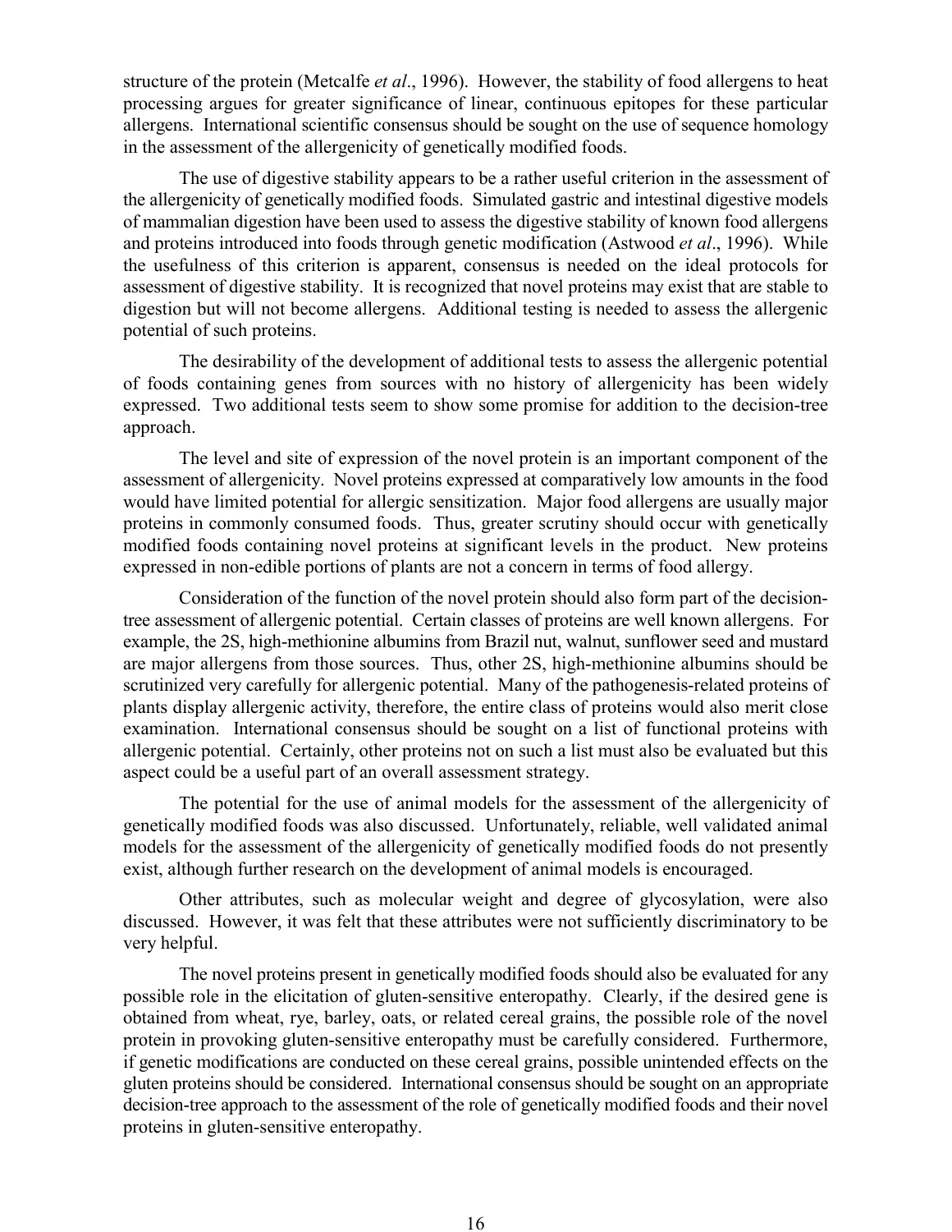structure of the protein (Metcalfe *et al*., 1996). However, the stability of food allergens to heat processing argues for greater significance of linear, continuous epitopes for these particular allergens. International scientific consensus should be sought on the use of sequence homology in the assessment of the allergenicity of genetically modified foods.

The use of digestive stability appears to be a rather useful criterion in the assessment of the allergenicity of genetically modified foods. Simulated gastric and intestinal digestive models of mammalian digestion have been used to assess the digestive stability of known food allergens and proteins introduced into foods through genetic modification (Astwood *et al*., 1996). While the usefulness of this criterion is apparent, consensus is needed on the ideal protocols for assessment of digestive stability. It is recognized that novel proteins may exist that are stable to digestion but will not become allergens. Additional testing is needed to assess the allergenic potential of such proteins.

The desirability of the development of additional tests to assess the allergenic potential of foods containing genes from sources with no history of allergenicity has been widely expressed. Two additional tests seem to show some promise for addition to the decision-tree approach.

The level and site of expression of the novel protein is an important component of the assessment of allergenicity. Novel proteins expressed at comparatively low amounts in the food would have limited potential for allergic sensitization. Major food allergens are usually major proteins in commonly consumed foods. Thus, greater scrutiny should occur with genetically modified foods containing novel proteins at significant levels in the product. New proteins expressed in non-edible portions of plants are not a concern in terms of food allergy.

Consideration of the function of the novel protein should also form part of the decision-tree assessment of allergenic potential. Certain classes of proteins are well known allergens. For example, the 2S, high-methionine albumins from Brazil nut, walnut, sunflower seed and mustard are major allergens from those sources. Thus, other 2S, high-methionine albumins should be scrutinized very carefully for allergenic potential. Many of the pathogenesis-related proteins of plants display allergenic activity, therefore, the entire class of proteins would also merit close examination. International consensus should be sought on a list of functional proteins with allergenic potential. Certainly, other proteins not on such a list must also be evaluated but this aspect could be a useful part of an overall assessment strategy.

The potential for the use of animal models for the assessment of the allergenicity of genetically modified foods was also discussed. Unfortunately, reliable, well validated animal models for the assessment of the allergenicity of genetically modified foods do not presently exist, although further research on the development of animal models is encouraged.

Other attributes, such as molecular weight and degree of glycosylation, were also discussed. However, it was felt that these attributes were not sufficiently discriminatory to be very helpful.

The novel proteins present in genetically modified foods should also be evaluated for any possible role in the elicitation of gluten-sensitive enteropathy. Clearly, if the desired gene is obtained from wheat, rye, barley, oats, or related cereal grains, the possible role of the novel protein in provoking gluten-sensitive enteropathy must be carefully considered. Furthermore, if genetic modifications are conducted on these cereal grains, possible unintended effects on the gluten proteins should be considered. International consensus should be sought on an appropriate decision-tree approach to the assessment of the role of genetically modified foods and their novel proteins in gluten-sensitive enteropathy.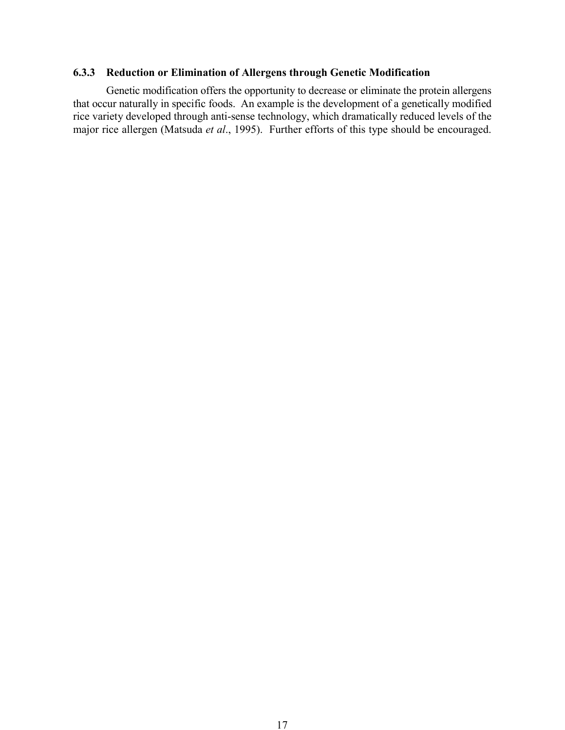### 6.3.3 Reduction or Elimination of Allergens through Genetic Modification

Genetic modification offers the opportunity to decrease or eliminate the protein allergens that occur naturally in specific foods. An example is the development of a genetically modified rice variety developed through anti-sense technology, which dramatically reduced levels of the major rice allergen (Matsuda *et al*., 1995). Further efforts of this type should be encouraged.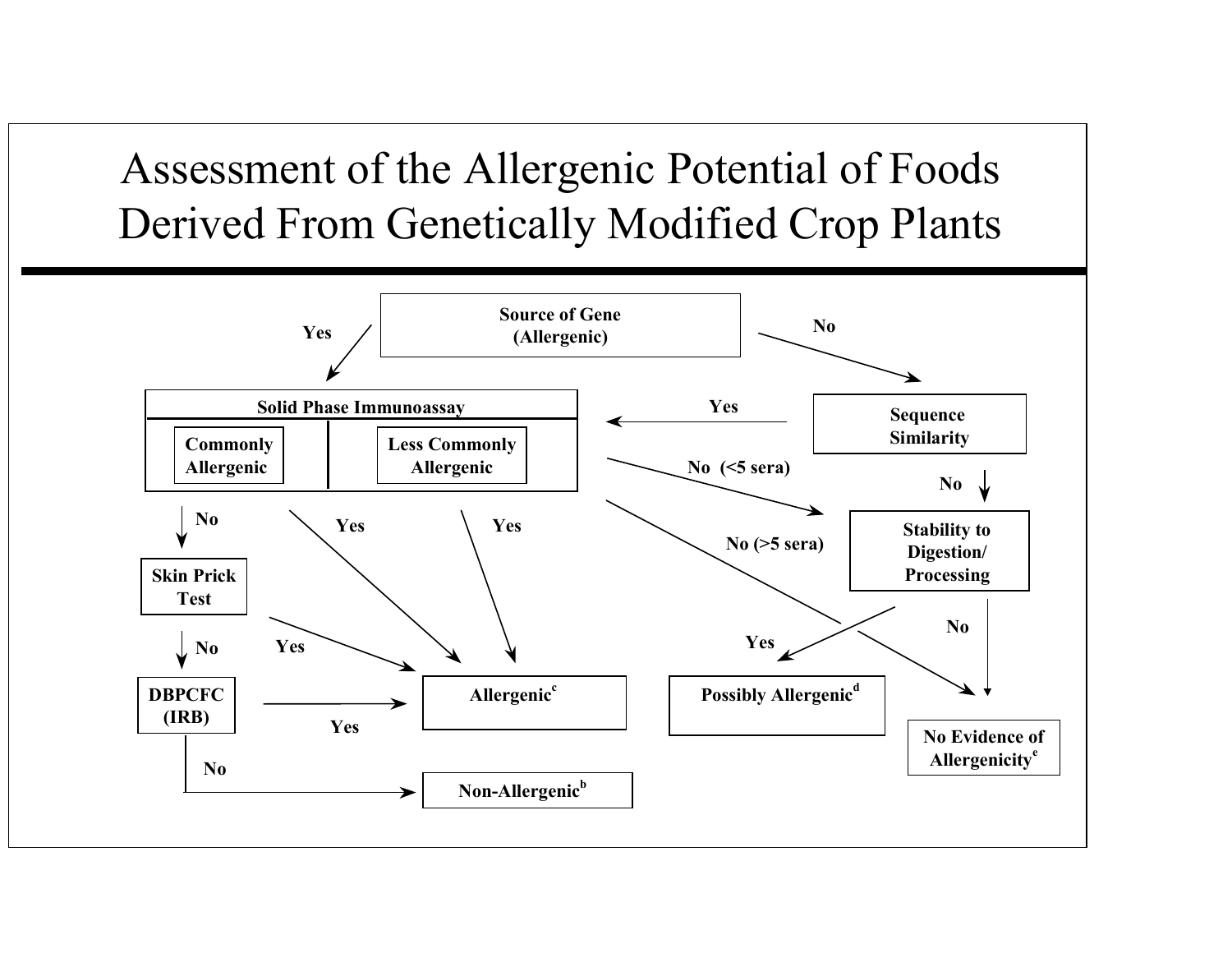# Assessment of the Allergenic Potential of Foods Derived From Genetically Modified Crop Plants

**Source of Gene (Allergenic)**

- Yes → **Solid Phase Immunoassay** (**Commonly Allergenic** | **Less Commonly Allergenic**)
- No → **Sequence Similarity**

**Sequence Similarity**

- Yes → **Solid Phase Immunoassay**
- No → **Stability to Digestion/ Processing**

**Solid Phase Immunoassay**

- Commonly Allergenic: Yes → **Allergenic**[c]
- Commonly Allergenic: No → **Skin Prick Test**
- Less Commonly Allergenic: Yes → **Allergenic**[c]
- No (<5 sera) → **Stability to Digestion/ Processing**
- No (>5 sera) → **No Evidence of Allergenicity**[e]

**Skin Prick Test**

- Yes → **Allergenic**[c]
- No → **DBPCFC (IRB)**

**DBPCFC (IRB)**

- Yes → **Allergenic**[c]
- No → **Non-Allergenic**[b]

**Stability to Digestion/ Processing**

- Yes → **Possibly Allergenic**[d]
- No → **No Evidence of Allergenicity**[e]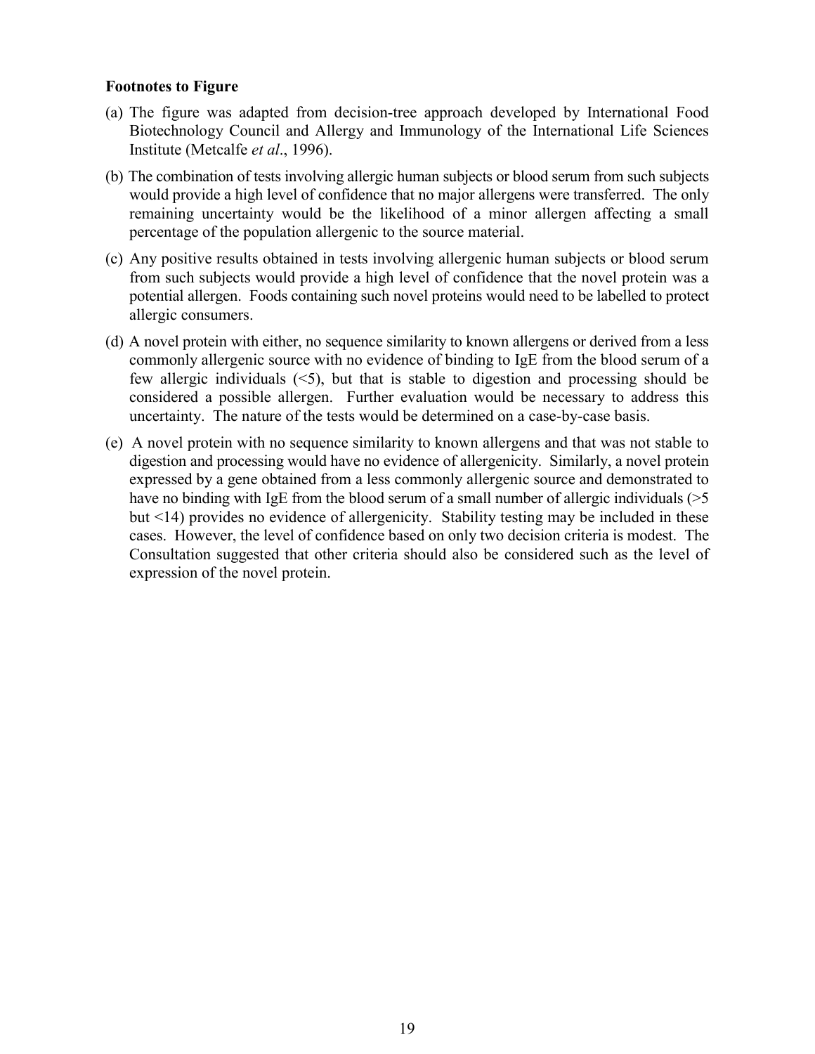**Footnotes to Figure**

(a) The figure was adapted from decision-tree approach developed by International Food Biotechnology Council and Allergy and Immunology of the International Life Sciences Institute (Metcalfe *et al*., 1996).

(b) The combination of tests involving allergic human subjects or blood serum from such subjects would provide a high level of confidence that no major allergens were transferred. The only remaining uncertainty would be the likelihood of a minor allergen affecting a small percentage of the population allergenic to the source material.

(c) Any positive results obtained in tests involving allergenic human subjects or blood serum from such subjects would provide a high level of confidence that the novel protein was a potential allergen. Foods containing such novel proteins would need to be labelled to protect allergic consumers.

(d) A novel protein with either, no sequence similarity to known allergens or derived from a less commonly allergenic source with no evidence of binding to IgE from the blood serum of a few allergic individuals (<5), but that is stable to digestion and processing should be considered a possible allergen. Further evaluation would be necessary to address this uncertainty. The nature of the tests would be determined on a case-by-case basis.

(e) A novel protein with no sequence similarity to known allergens and that was not stable to digestion and processing would have no evidence of allergenicity. Similarly, a novel protein expressed by a gene obtained from a less commonly allergenic source and demonstrated to have no binding with IgE from the blood serum of a small number of allergic individuals (>5 but <14) provides no evidence of allergenicity. Stability testing may be included in these cases. However, the level of confidence based on only two decision criteria is modest. The Consultation suggested that other criteria should also be considered such as the level of expression of the novel protein.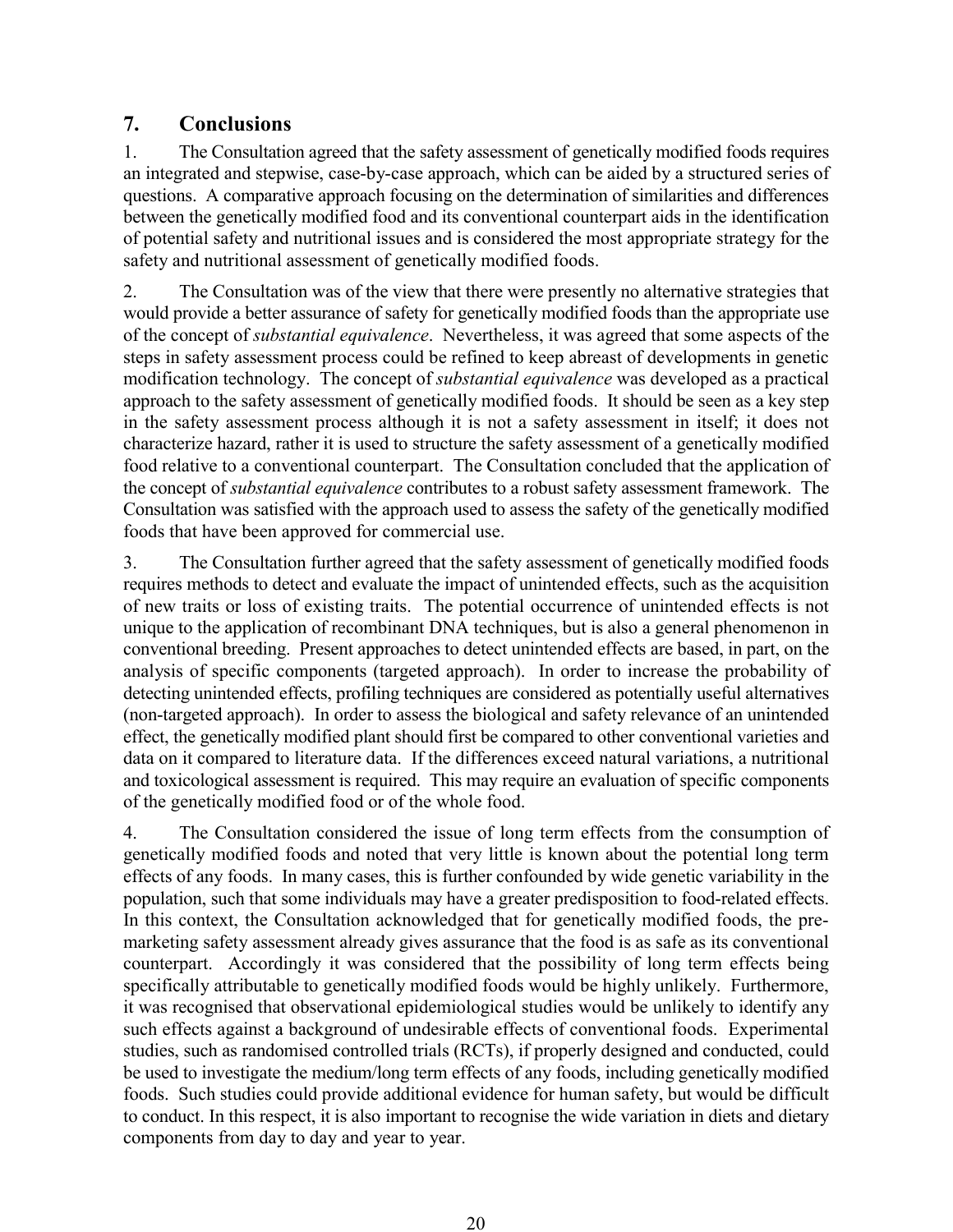## 7. Conclusions

1. The Consultation agreed that the safety assessment of genetically modified foods requires an integrated and stepwise, case-by-case approach, which can be aided by a structured series of questions. A comparative approach focusing on the determination of similarities and differences between the genetically modified food and its conventional counterpart aids in the identification of potential safety and nutritional issues and is considered the most appropriate strategy for the safety and nutritional assessment of genetically modified foods.

2. The Consultation was of the view that there were presently no alternative strategies that would provide a better assurance of safety for genetically modified foods than the appropriate use of the concept of *substantial equivalence*. Nevertheless, it was agreed that some aspects of the steps in safety assessment process could be refined to keep abreast of developments in genetic modification technology. The concept of *substantial equivalence* was developed as a practical approach to the safety assessment of genetically modified foods. It should be seen as a key step in the safety assessment process although it is not a safety assessment in itself; it does not characterize hazard, rather it is used to structure the safety assessment of a genetically modified food relative to a conventional counterpart. The Consultation concluded that the application of the concept of *substantial equivalence* contributes to a robust safety assessment framework. The Consultation was satisfied with the approach used to assess the safety of the genetically modified foods that have been approved for commercial use.

3. The Consultation further agreed that the safety assessment of genetically modified foods requires methods to detect and evaluate the impact of unintended effects, such as the acquisition of new traits or loss of existing traits. The potential occurrence of unintended effects is not unique to the application of recombinant DNA techniques, but is also a general phenomenon in conventional breeding. Present approaches to detect unintended effects are based, in part, on the analysis of specific components (targeted approach). In order to increase the probability of detecting unintended effects, profiling techniques are considered as potentially useful alternatives (non-targeted approach). In order to assess the biological and safety relevance of an unintended effect, the genetically modified plant should first be compared to other conventional varieties and data on it compared to literature data. If the differences exceed natural variations, a nutritional and toxicological assessment is required. This may require an evaluation of specific components of the genetically modified food or of the whole food.

4. The Consultation considered the issue of long term effects from the consumption of genetically modified foods and noted that very little is known about the potential long term effects of any foods. In many cases, this is further confounded by wide genetic variability in the population, such that some individuals may have a greater predisposition to food-related effects. In this context, the Consultation acknowledged that for genetically modified foods, the pre-marketing safety assessment already gives assurance that the food is as safe as its conventional counterpart. Accordingly it was considered that the possibility of long term effects being specifically attributable to genetically modified foods would be highly unlikely. Furthermore, it was recognised that observational epidemiological studies would be unlikely to identify any such effects against a background of undesirable effects of conventional foods. Experimental studies, such as randomised controlled trials (RCTs), if properly designed and conducted, could be used to investigate the medium/long term effects of any foods, including genetically modified foods. Such studies could provide additional evidence for human safety, but would be difficult to conduct. In this respect, it is also important to recognise the wide variation in diets and dietary components from day to day and year to year.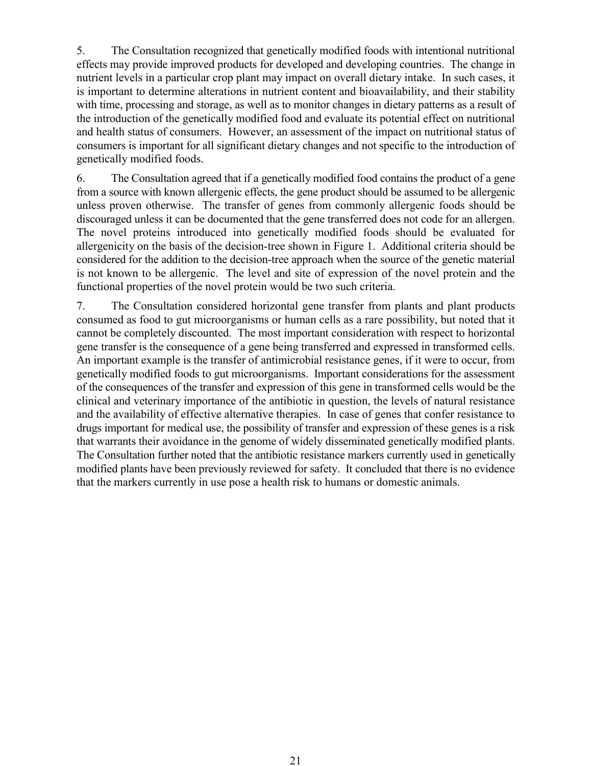5. The Consultation recognized that genetically modified foods with intentional nutritional effects may provide improved products for developed and developing countries. The change in nutrient levels in a particular crop plant may impact on overall dietary intake. In such cases, it is important to determine alterations in nutrient content and bioavailability, and their stability with time, processing and storage, as well as to monitor changes in dietary patterns as a result of the introduction of the genetically modified food and evaluate its potential effect on nutritional and health status of consumers. However, an assessment of the impact on nutritional status of consumers is important for all significant dietary changes and not specific to the introduction of genetically modified foods.

6. The Consultation agreed that if a genetically modified food contains the product of a gene from a source with known allergenic effects, the gene product should be assumed to be allergenic unless proven otherwise. The transfer of genes from commonly allergenic foods should be discouraged unless it can be documented that the gene transferred does not code for an allergen. The novel proteins introduced into genetically modified foods should be evaluated for allergenicity on the basis of the decision-tree shown in Figure 1. Additional criteria should be considered for the addition to the decision-tree approach when the source of the genetic material is not known to be allergenic. The level and site of expression of the novel protein and the functional properties of the novel protein would be two such criteria.

7. The Consultation considered horizontal gene transfer from plants and plant products consumed as food to gut microorganisms or human cells as a rare possibility, but noted that it cannot be completely discounted. The most important consideration with respect to horizontal gene transfer is the consequence of a gene being transferred and expressed in transformed cells. An important example is the transfer of antimicrobial resistance genes, if it were to occur, from genetically modified foods to gut microorganisms. Important considerations for the assessment of the consequences of the transfer and expression of this gene in transformed cells would be the clinical and veterinary importance of the antibiotic in question, the levels of natural resistance and the availability of effective alternative therapies. In case of genes that confer resistance to drugs important for medical use, the possibility of transfer and expression of these genes is a risk that warrants their avoidance in the genome of widely disseminated genetically modified plants. The Consultation further noted that the antibiotic resistance markers currently used in genetically modified plants have been previously reviewed for safety. It concluded that there is no evidence that the markers currently in use pose a health risk to humans or domestic animals.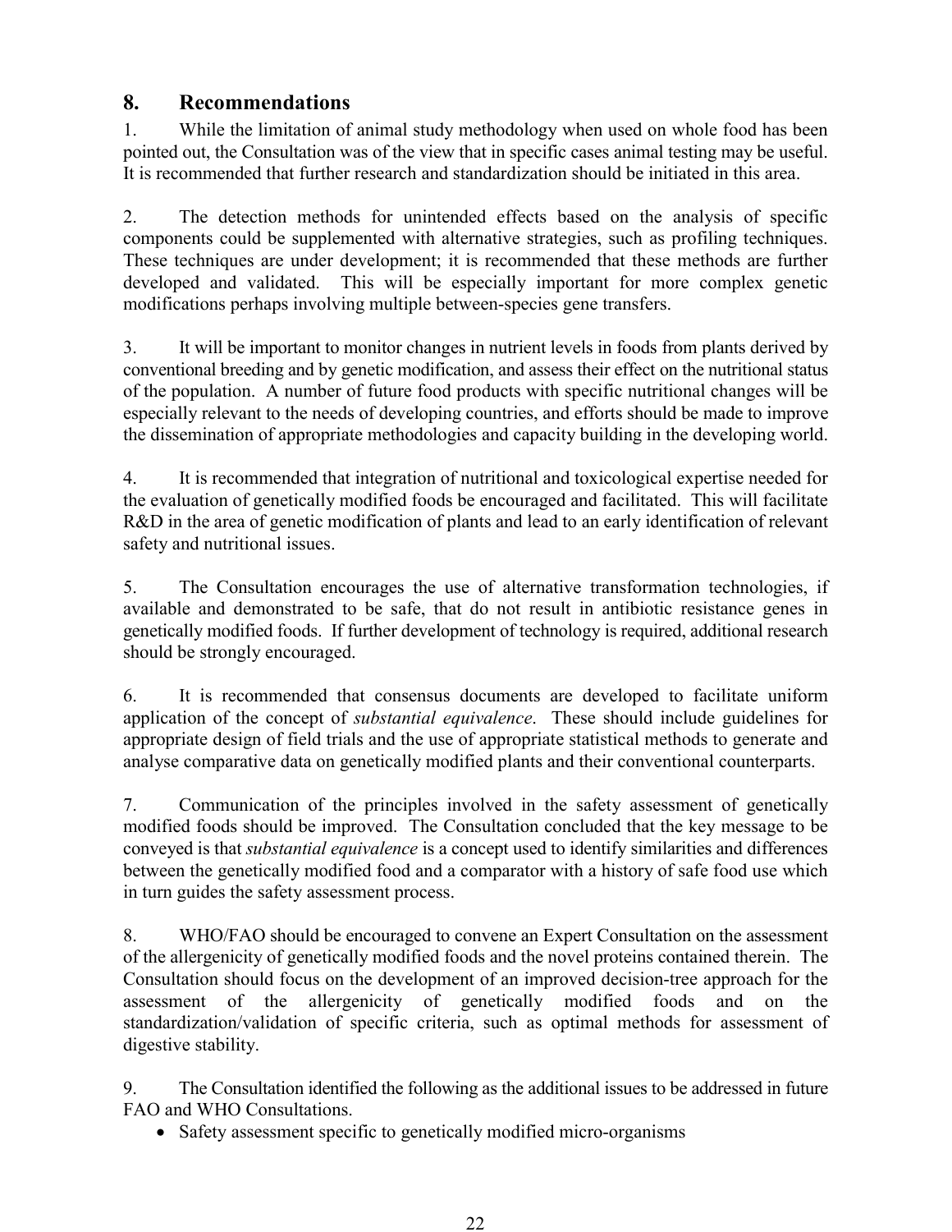## 8. Recommendations

1. While the limitation of animal study methodology when used on whole food has been pointed out, the Consultation was of the view that in specific cases animal testing may be useful. It is recommended that further research and standardization should be initiated in this area.

2. The detection methods for unintended effects based on the analysis of specific components could be supplemented with alternative strategies, such as profiling techniques. These techniques are under development; it is recommended that these methods are further developed and validated. This will be especially important for more complex genetic modifications perhaps involving multiple between-species gene transfers.

3. It will be important to monitor changes in nutrient levels in foods from plants derived by conventional breeding and by genetic modification, and assess their effect on the nutritional status of the population. A number of future food products with specific nutritional changes will be especially relevant to the needs of developing countries, and efforts should be made to improve the dissemination of appropriate methodologies and capacity building in the developing world.

4. It is recommended that integration of nutritional and toxicological expertise needed for the evaluation of genetically modified foods be encouraged and facilitated. This will facilitate R&D in the area of genetic modification of plants and lead to an early identification of relevant safety and nutritional issues.

5. The Consultation encourages the use of alternative transformation technologies, if available and demonstrated to be safe, that do not result in antibiotic resistance genes in genetically modified foods. If further development of technology is required, additional research should be strongly encouraged.

6. It is recommended that consensus documents are developed to facilitate uniform application of the concept of *substantial equivalence*. These should include guidelines for appropriate design of field trials and the use of appropriate statistical methods to generate and analyse comparative data on genetically modified plants and their conventional counterparts.

7. Communication of the principles involved in the safety assessment of genetically modified foods should be improved. The Consultation concluded that the key message to be conveyed is that *substantial equivalence* is a concept used to identify similarities and differences between the genetically modified food and a comparator with a history of safe food use which in turn guides the safety assessment process.

8. WHO/FAO should be encouraged to convene an Expert Consultation on the assessment of the allergenicity of genetically modified foods and the novel proteins contained therein. The Consultation should focus on the development of an improved decision-tree approach for the assessment of the allergenicity of genetically modified foods and on the standardization/validation of specific criteria, such as optimal methods for assessment of digestive stability.

9. The Consultation identified the following as the additional issues to be addressed in future FAO and WHO Consultations.

- Safety assessment specific to genetically modified micro-organisms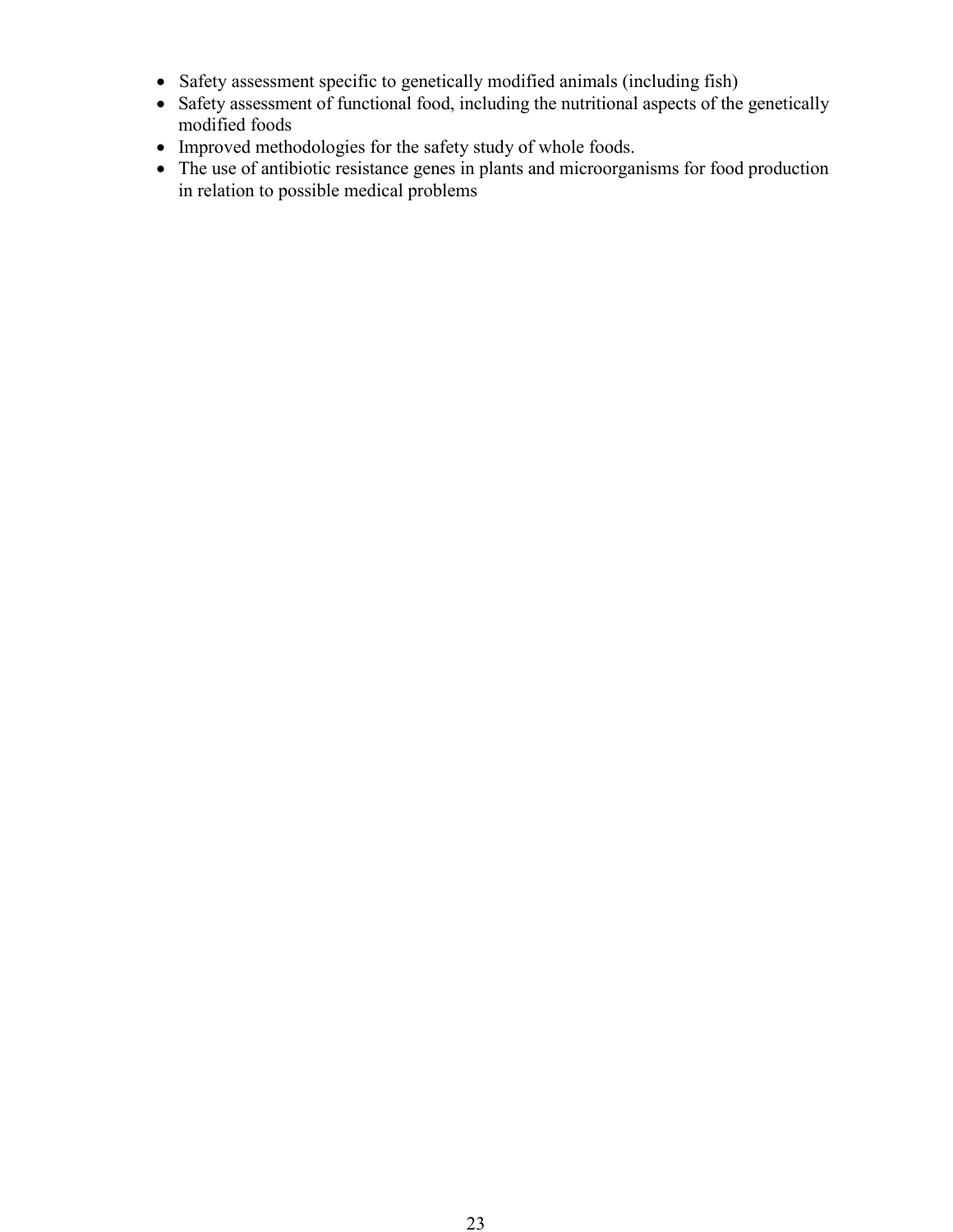- Safety assessment specific to genetically modified animals (including fish)
- Safety assessment of functional food, including the nutritional aspects of the genetically modified foods
- Improved methodologies for the safety study of whole foods.
- The use of antibiotic resistance genes in plants and microorganisms for food production in relation to possible medical problems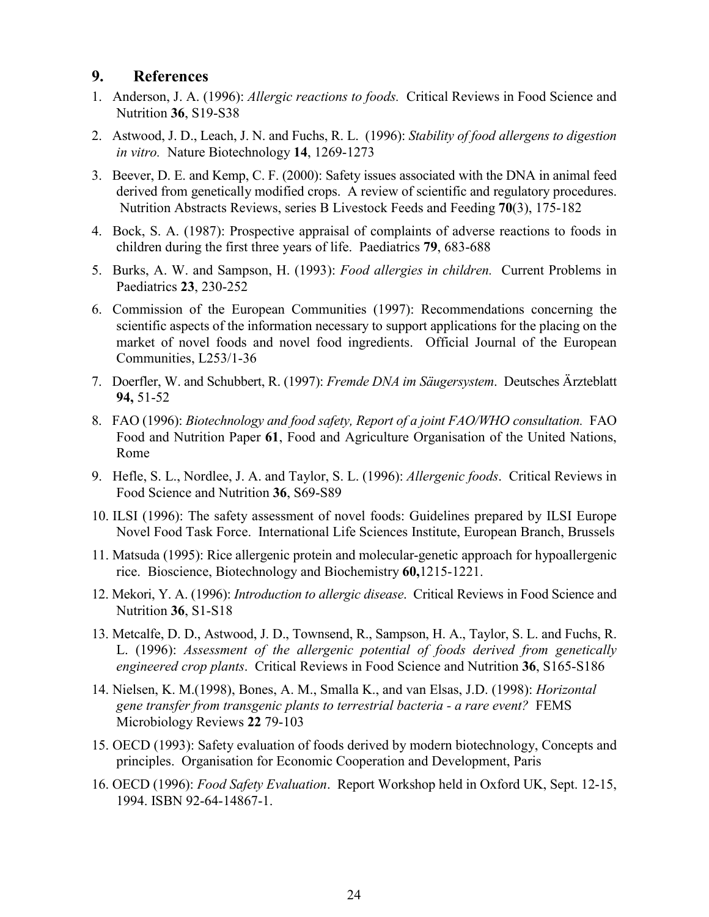## 9. References

1. Anderson, J. A. (1996): *Allergic reactions to foods.* Critical Reviews in Food Science and Nutrition **36**, S19-S38
2. Astwood, J. D., Leach, J. N. and Fuchs, R. L. (1996): *Stability of food allergens to digestion in vitro.* Nature Biotechnology **14**, 1269-1273
3. Beever, D. E. and Kemp, C. F. (2000): Safety issues associated with the DNA in animal feed derived from genetically modified crops. A review of scientific and regulatory procedures. Nutrition Abstracts Reviews, series B Livestock Feeds and Feeding **70**(3), 175-182
4. Bock, S. A. (1987): Prospective appraisal of complaints of adverse reactions to foods in children during the first three years of life. Paediatrics **79**, 683-688
5. Burks, A. W. and Sampson, H. (1993): *Food allergies in children.* Current Problems in Paediatrics **23**, 230-252
6. Commission of the European Communities (1997): Recommendations concerning the scientific aspects of the information necessary to support applications for the placing on the market of novel foods and novel food ingredients. Official Journal of the European Communities, L253/1-36
7. Doerfler, W. and Schubbert, R. (1997): *Fremde DNA im Säugersystem*. Deutsches Ärzteblatt **94,** 51-52
8. FAO (1996): *Biotechnology and food safety, Report of a joint FAO/WHO consultation.* FAO Food and Nutrition Paper **61**, Food and Agriculture Organisation of the United Nations, Rome
9. Hefle, S. L., Nordlee, J. A. and Taylor, S. L. (1996): *Allergenic foods*. Critical Reviews in Food Science and Nutrition **36**, S69-S89
10. ILSI (1996): The safety assessment of novel foods: Guidelines prepared by ILSI Europe Novel Food Task Force. International Life Sciences Institute, European Branch, Brussels
11. Matsuda (1995): Rice allergenic protein and molecular-genetic approach for hypoallergenic rice. Bioscience, Biotechnology and Biochemistry **60,**1215-1221.
12. Mekori, Y. A. (1996): *Introduction to allergic disease*. Critical Reviews in Food Science and Nutrition **36**, S1-S18
13. Metcalfe, D. D., Astwood, J. D., Townsend, R., Sampson, H. A., Taylor, S. L. and Fuchs, R. L. (1996): *Assessment of the allergenic potential of foods derived from genetically engineered crop plants*. Critical Reviews in Food Science and Nutrition **36**, S165-S186
14. Nielsen, K. M.(1998), Bones, A. M., Smalla K., and van Elsas, J.D. (1998): *Horizontal gene transfer from transgenic plants to terrestrial bacteria - a rare event?* FEMS Microbiology Reviews **22** 79-103
15. OECD (1993): Safety evaluation of foods derived by modern biotechnology, Concepts and principles. Organisation for Economic Cooperation and Development, Paris
16. OECD (1996): *Food Safety Evaluation*. Report Workshop held in Oxford UK, Sept. 12-15, 1994. ISBN 92-64-14867-1.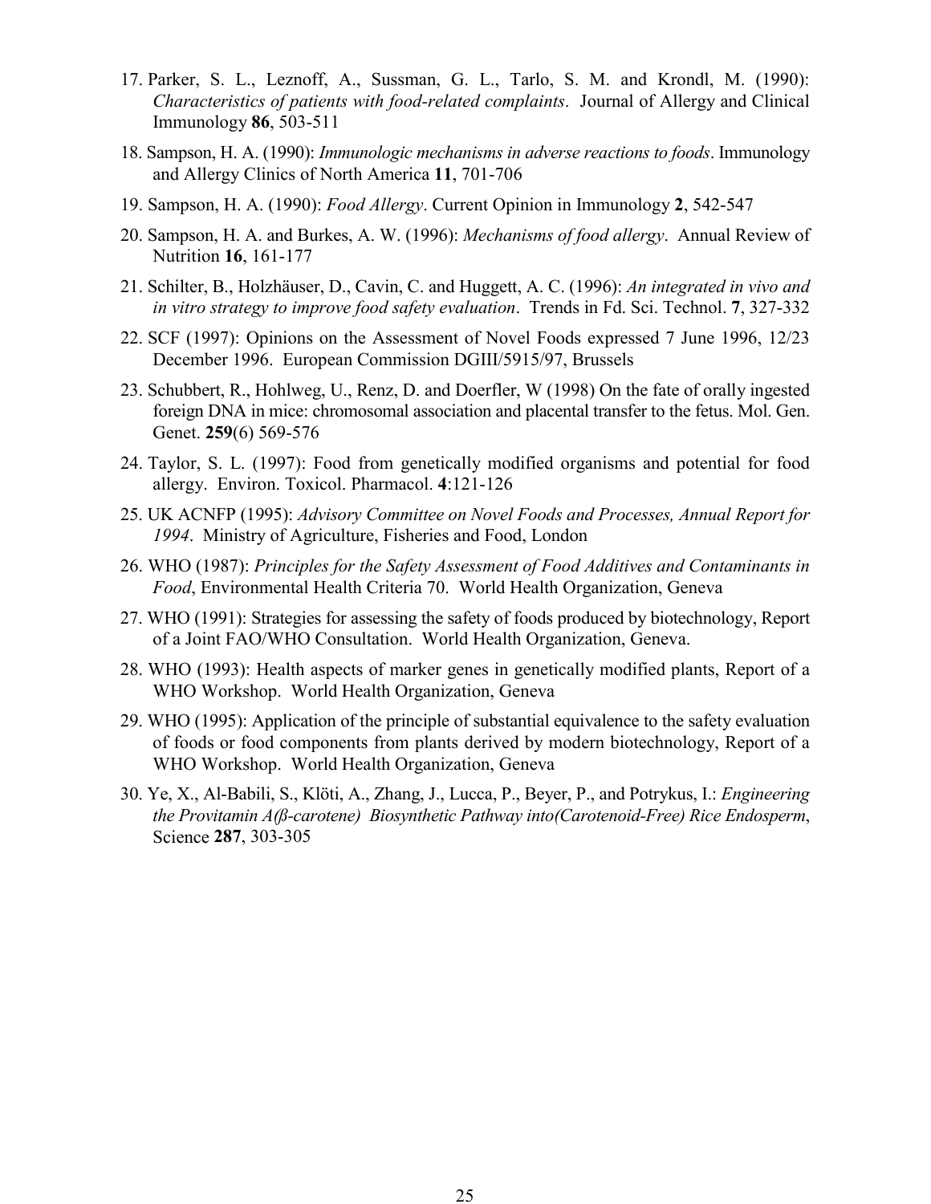17. Parker, S. L., Leznoff, A., Sussman, G. L., Tarlo, S. M. and Krondl, M. (1990): *Characteristics of patients with food-related complaints*. Journal of Allergy and Clinical Immunology **86**, 503-511

18. Sampson, H. A. (1990): *Immunologic mechanisms in adverse reactions to foods*. Immunology and Allergy Clinics of North America **11**, 701-706

19. Sampson, H. A. (1990): *Food Allergy*. Current Opinion in Immunology **2**, 542-547

20. Sampson, H. A. and Burkes, A. W. (1996): *Mechanisms of food allergy*. Annual Review of Nutrition **16**, 161-177

21. Schilter, B., Holzhäuser, D., Cavin, C. and Huggett, A. C. (1996): *An integrated in vivo and in vitro strategy to improve food safety evaluation*. Trends in Fd. Sci. Technol. **7**, 327-332

22. SCF (1997): Opinions on the Assessment of Novel Foods expressed 7 June 1996, 12/23 December 1996. European Commission DGIII/5915/97, Brussels

23. Schubbert, R., Hohlweg, U., Renz, D. and Doerfler, W (1998) On the fate of orally ingested foreign DNA in mice: chromosomal association and placental transfer to the fetus. Mol. Gen. Genet. **259**(6) 569-576

24. Taylor, S. L. (1997): Food from genetically modified organisms and potential for food allergy. Environ. Toxicol. Pharmacol. **4**:121-126

25. UK ACNFP (1995): *Advisory Committee on Novel Foods and Processes, Annual Report for 1994*. Ministry of Agriculture, Fisheries and Food, London

26. WHO (1987): *Principles for the Safety Assessment of Food Additives and Contaminants in Food*, Environmental Health Criteria 70. World Health Organization, Geneva

27. WHO (1991): Strategies for assessing the safety of foods produced by biotechnology, Report of a Joint FAO/WHO Consultation. World Health Organization, Geneva.

28. WHO (1993): Health aspects of marker genes in genetically modified plants, Report of a WHO Workshop. World Health Organization, Geneva

29. WHO (1995): Application of the principle of substantial equivalence to the safety evaluation of foods or food components from plants derived by modern biotechnology, Report of a WHO Workshop. World Health Organization, Geneva

30. Ye, X., Al-Babili, S., Klöti, A., Zhang, J., Lucca, P., Beyer, P., and Potrykus, I.: *Engineering the Provitamin A(ß-carotene) Biosynthetic Pathway into(Carotenoid-Free) Rice Endosperm*, Science **287**, 303-305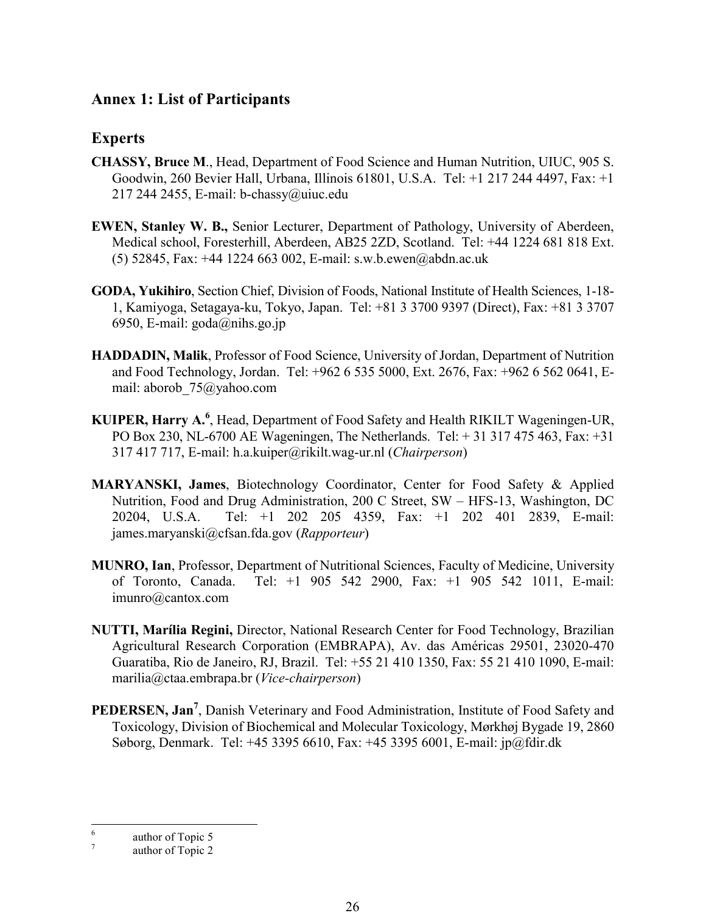## Annex 1: List of Participants

### Experts

**CHASSY, Bruce M**., Head, Department of Food Science and Human Nutrition, UIUC, 905 S. Goodwin, 260 Bevier Hall, Urbana, Illinois 61801, U.S.A. Tel: +1 217 244 4497, Fax: +1 217 244 2455, E-mail: b-chassy@uiuc.edu

**EWEN, Stanley W. B.,** Senior Lecturer, Department of Pathology, University of Aberdeen, Medical school, Foresterhill, Aberdeen, AB25 2ZD, Scotland. Tel: +44 1224 681 818 Ext. (5) 52845, Fax: +44 1224 663 002, E-mail: s.w.b.ewen@abdn.ac.uk

**GODA, Yukihiro**, Section Chief, Division of Foods, National Institute of Health Sciences, 1-18-1, Kamiyoga, Setagaya-ku, Tokyo, Japan. Tel: +81 3 3700 9397 (Direct), Fax: +81 3 3707 6950, E-mail: goda@nihs.go.jp

**HADDADIN, Malik**, Professor of Food Science, University of Jordan, Department of Nutrition and Food Technology, Jordan. Tel: +962 6 535 5000, Ext. 2676, Fax: +962 6 562 0641, E-mail: aborob_75@yahoo.com

**KUIPER, Harry A.**[6], Head, Department of Food Safety and Health RIKILT Wageningen-UR, PO Box 230, NL-6700 AE Wageningen, The Netherlands. Tel: + 31 317 475 463, Fax: +31 317 417 717, E-mail: h.a.kuiper@rikilt.wag-ur.nl (*Chairperson*)

**MARYANSKI, James**, Biotechnology Coordinator, Center for Food Safety & Applied Nutrition, Food and Drug Administration, 200 C Street, SW – HFS-13, Washington, DC 20204, U.S.A. Tel: +1 202 205 4359, Fax: +1 202 401 2839, E-mail: james.maryanski@cfsan.fda.gov (*Rapporteur*)

**MUNRO, Ian**, Professor, Department of Nutritional Sciences, Faculty of Medicine, University of Toronto, Canada. Tel: +1 905 542 2900, Fax: +1 905 542 1011, E-mail: imunro@cantox.com

**NUTTI, Marília Regini,** Director, National Research Center for Food Technology, Brazilian Agricultural Research Corporation (EMBRAPA), Av. das Américas 29501, 23020-470 Guaratiba, Rio de Janeiro, RJ, Brazil. Tel: +55 21 410 1350, Fax: 55 21 410 1090, E-mail: marilia@ctaa.embrapa.br (*Vice-chairperson*)

**PEDERSEN, Jan**[7], Danish Veterinary and Food Administration, Institute of Food Safety and Toxicology, Division of Biochemical and Molecular Toxicology, Mørkhøj Bygade 19, 2860 Søborg, Denmark. Tel: +45 3395 6610, Fax: +45 3395 6001, E-mail: jp@fdir.dk

---

[6] author of Topic 5

[7] author of Topic 2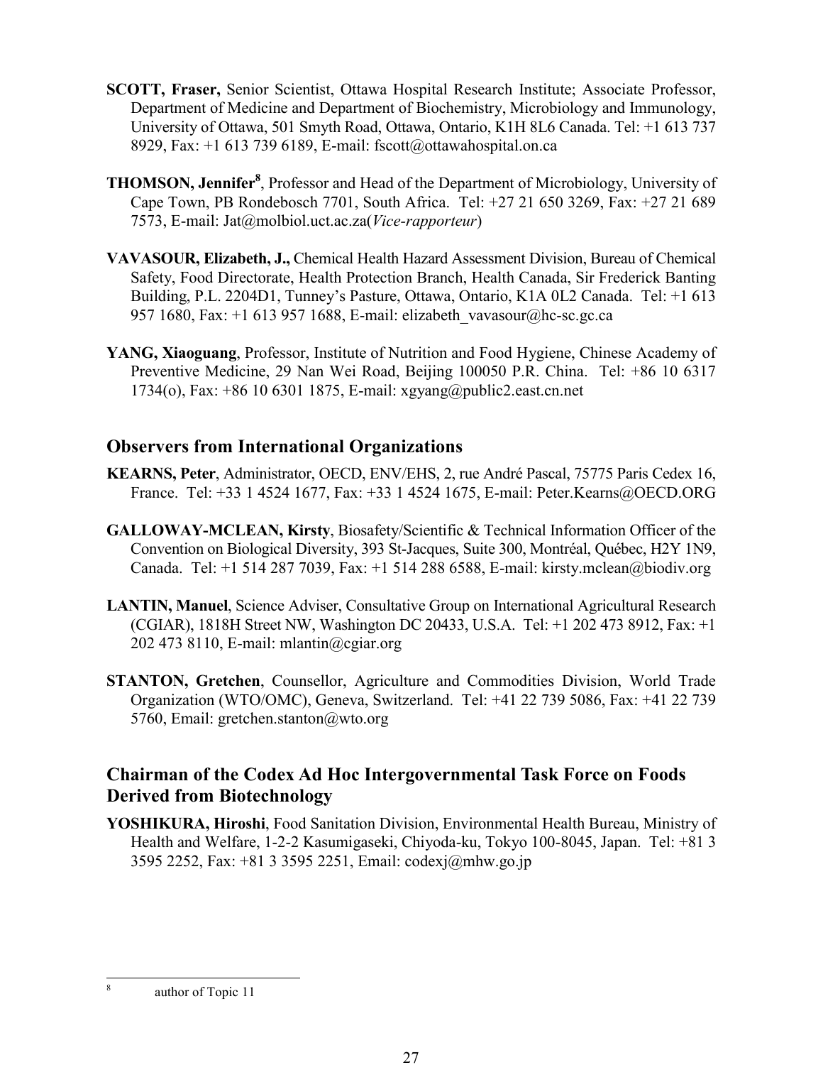**SCOTT, Fraser,** Senior Scientist, Ottawa Hospital Research Institute; Associate Professor, Department of Medicine and Department of Biochemistry, Microbiology and Immunology, University of Ottawa, 501 Smyth Road, Ottawa, Ontario, K1H 8L6 Canada. Tel: +1 613 737 8929, Fax: +1 613 739 6189, E-mail: fscott@ottawahospital.on.ca

**THOMSON, Jennifer**[8], Professor and Head of the Department of Microbiology, University of Cape Town, PB Rondebosch 7701, South Africa. Tel: +27 21 650 3269, Fax: +27 21 689 7573, E-mail: Jat@molbiol.uct.ac.za(*Vice-rapporteur*)

**VAVASOUR, Elizabeth, J.,** Chemical Health Hazard Assessment Division, Bureau of Chemical Safety, Food Directorate, Health Protection Branch, Health Canada, Sir Frederick Banting Building, P.L. 2204D1, Tunney's Pasture, Ottawa, Ontario, K1A 0L2 Canada. Tel: +1 613 957 1680, Fax: +1 613 957 1688, E-mail: elizabeth_vavasour@hc-sc.gc.ca

**YANG, Xiaoguang**, Professor, Institute of Nutrition and Food Hygiene, Chinese Academy of Preventive Medicine, 29 Nan Wei Road, Beijing 100050 P.R. China. Tel: +86 10 6317 1734(o), Fax: +86 10 6301 1875, E-mail: xgyang@public2.east.cn.net

## Observers from International Organizations

**KEARNS, Peter**, Administrator, OECD, ENV/EHS, 2, rue André Pascal, 75775 Paris Cedex 16, France. Tel: +33 1 4524 1677, Fax: +33 1 4524 1675, E-mail: Peter.Kearns@OECD.ORG

**GALLOWAY-MCLEAN, Kirsty**, Biosafety/Scientific & Technical Information Officer of the Convention on Biological Diversity, 393 St-Jacques, Suite 300, Montréal, Québec, H2Y 1N9, Canada. Tel: +1 514 287 7039, Fax: +1 514 288 6588, E-mail: kirsty.mclean@biodiv.org

**LANTIN, Manuel**, Science Adviser, Consultative Group on International Agricultural Research (CGIAR), 1818H Street NW, Washington DC 20433, U.S.A. Tel: +1 202 473 8912, Fax: +1 202 473 8110, E-mail: mlantin@cgiar.org

**STANTON, Gretchen**, Counsellor, Agriculture and Commodities Division, World Trade Organization (WTO/OMC), Geneva, Switzerland. Tel: +41 22 739 5086, Fax: +41 22 739 5760, Email: gretchen.stanton@wto.org

## Chairman of the Codex Ad Hoc Intergovernmental Task Force on Foods Derived from Biotechnology

**YOSHIKURA, Hiroshi**, Food Sanitation Division, Environmental Health Bureau, Ministry of Health and Welfare, 1-2-2 Kasumigaseki, Chiyoda-ku, Tokyo 100-8045, Japan. Tel: +81 3 3595 2252, Fax: +81 3 3595 2251, Email: codexj@mhw.go.jp

---

[8] author of Topic 11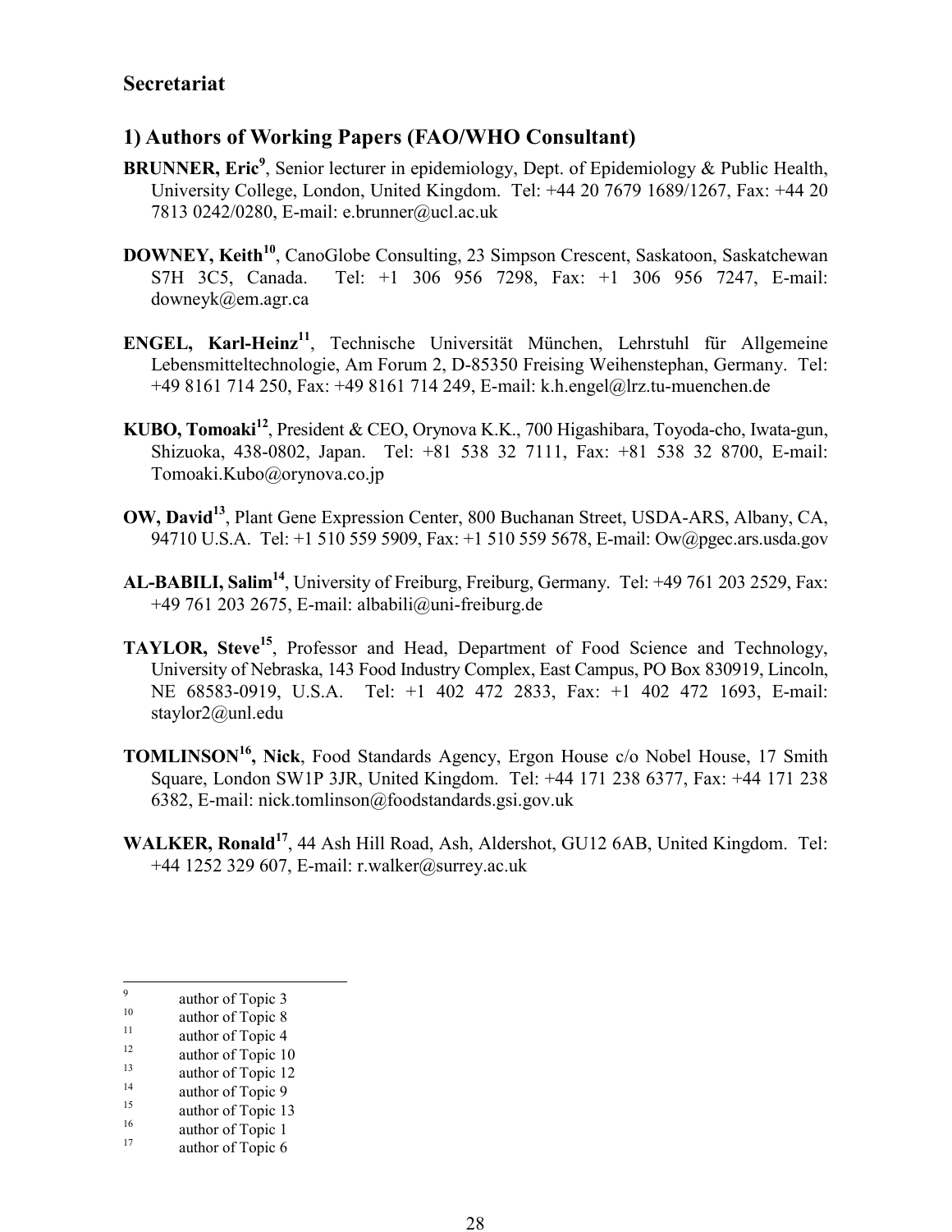## Secretariat

### 1) Authors of Working Papers (FAO/WHO Consultant)

**BRUNNER, Eric**[9], Senior lecturer in epidemiology, Dept. of Epidemiology & Public Health, University College, London, United Kingdom. Tel: +44 20 7679 1689/1267, Fax: +44 20 7813 0242/0280, E-mail: e.brunner@ucl.ac.uk

**DOWNEY, Keith**[10], CanoGlobe Consulting, 23 Simpson Crescent, Saskatoon, Saskatchewan S7H 3C5, Canada. Tel: +1 306 956 7298, Fax: +1 306 956 7247, E-mail: downeyk@em.agr.ca

**ENGEL, Karl-Heinz**[11], Technische Universität München, Lehrstuhl für Allgemeine Lebensmitteltechnologie, Am Forum 2, D-85350 Freising Weihenstephan, Germany. Tel: +49 8161 714 250, Fax: +49 8161 714 249, E-mail: k.h.engel@lrz.tu-muenchen.de

**KUBO, Tomoaki**[12], President & CEO, Orynova K.K., 700 Higashibara, Toyoda-cho, Iwata-gun, Shizuoka, 438-0802, Japan. Tel: +81 538 32 7111, Fax: +81 538 32 8700, E-mail: Tomoaki.Kubo@orynova.co.jp

**OW, David**[13], Plant Gene Expression Center, 800 Buchanan Street, USDA-ARS, Albany, CA, 94710 U.S.A. Tel: +1 510 559 5909, Fax: +1 510 559 5678, E-mail: Ow@pgec.ars.usda.gov

**AL-BABILI, Salim**[14], University of Freiburg, Freiburg, Germany. Tel: +49 761 203 2529, Fax: +49 761 203 2675, E-mail: albabili@uni-freiburg.de

**TAYLOR, Steve**[15], Professor and Head, Department of Food Science and Technology, University of Nebraska, 143 Food Industry Complex, East Campus, PO Box 830919, Lincoln, NE 68583-0919, U.S.A. Tel: +1 402 472 2833, Fax: +1 402 472 1693, E-mail: staylor2@unl.edu

**TOMLINSON**[16]**, Nick**, Food Standards Agency, Ergon House c/o Nobel House, 17 Smith Square, London SW1P 3JR, United Kingdom. Tel: +44 171 238 6377, Fax: +44 171 238 6382, E-mail: nick.tomlinson@foodstandards.gsi.gov.uk

**WALKER, Ronald**[17], 44 Ash Hill Road, Ash, Aldershot, GU12 6AB, United Kingdom. Tel: +44 1252 329 607, E-mail: r.walker@surrey.ac.uk

---

[9] author of Topic 3
[10] author of Topic 8
[11] author of Topic 4
[12] author of Topic 10
[13] author of Topic 12
[14] author of Topic 9
[15] author of Topic 13
[16] author of Topic 1
[17] author of Topic 6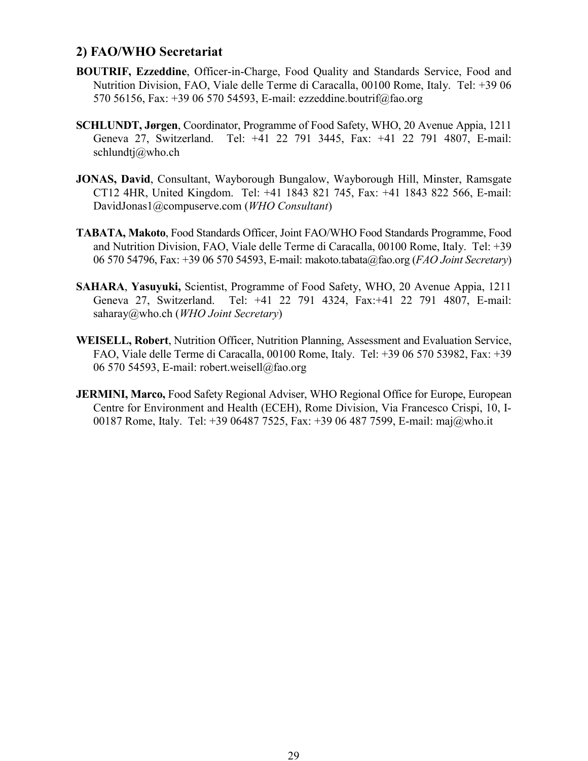## 2) FAO/WHO Secretariat

**BOUTRIF, Ezzeddine**, Officer-in-Charge, Food Quality and Standards Service, Food and Nutrition Division, FAO, Viale delle Terme di Caracalla, 00100 Rome, Italy. Tel: +39 06 570 56156, Fax: +39 06 570 54593, E-mail: ezzeddine.boutrif@fao.org

**SCHLUNDT, Jørgen**, Coordinator, Programme of Food Safety, WHO, 20 Avenue Appia, 1211 Geneva 27, Switzerland. Tel: +41 22 791 3445, Fax: +41 22 791 4807, E-mail: schlundtj@who.ch

**JONAS, David**, Consultant, Wayborough Bungalow, Wayborough Hill, Minster, Ramsgate CT12 4HR, United Kingdom. Tel: +41 1843 821 745, Fax: +41 1843 822 566, E-mail: DavidJonas1@compuserve.com (*WHO Consultant*)

**TABATA, Makoto**, Food Standards Officer, Joint FAO/WHO Food Standards Programme, Food and Nutrition Division, FAO, Viale delle Terme di Caracalla, 00100 Rome, Italy. Tel: +39 06 570 54796, Fax: +39 06 570 54593, E-mail: makoto.tabata@fao.org (*FAO Joint Secretary*)

**SAHARA**, **Yasuyuki,** Scientist, Programme of Food Safety, WHO, 20 Avenue Appia, 1211 Geneva 27, Switzerland. Tel: +41 22 791 4324, Fax:+41 22 791 4807, E-mail: saharay@who.ch (*WHO Joint Secretary*)

**WEISELL, Robert**, Nutrition Officer, Nutrition Planning, Assessment and Evaluation Service, FAO, Viale delle Terme di Caracalla, 00100 Rome, Italy. Tel: +39 06 570 53982, Fax: +39 06 570 54593, E-mail: robert.weisell@fao.org

**JERMINI, Marco,** Food Safety Regional Adviser, WHO Regional Office for Europe, European Centre for Environment and Health (ECEH), Rome Division, Via Francesco Crispi, 10, I-00187 Rome, Italy. Tel: +39 06487 7525, Fax: +39 06 487 7599, E-mail: maj@who.it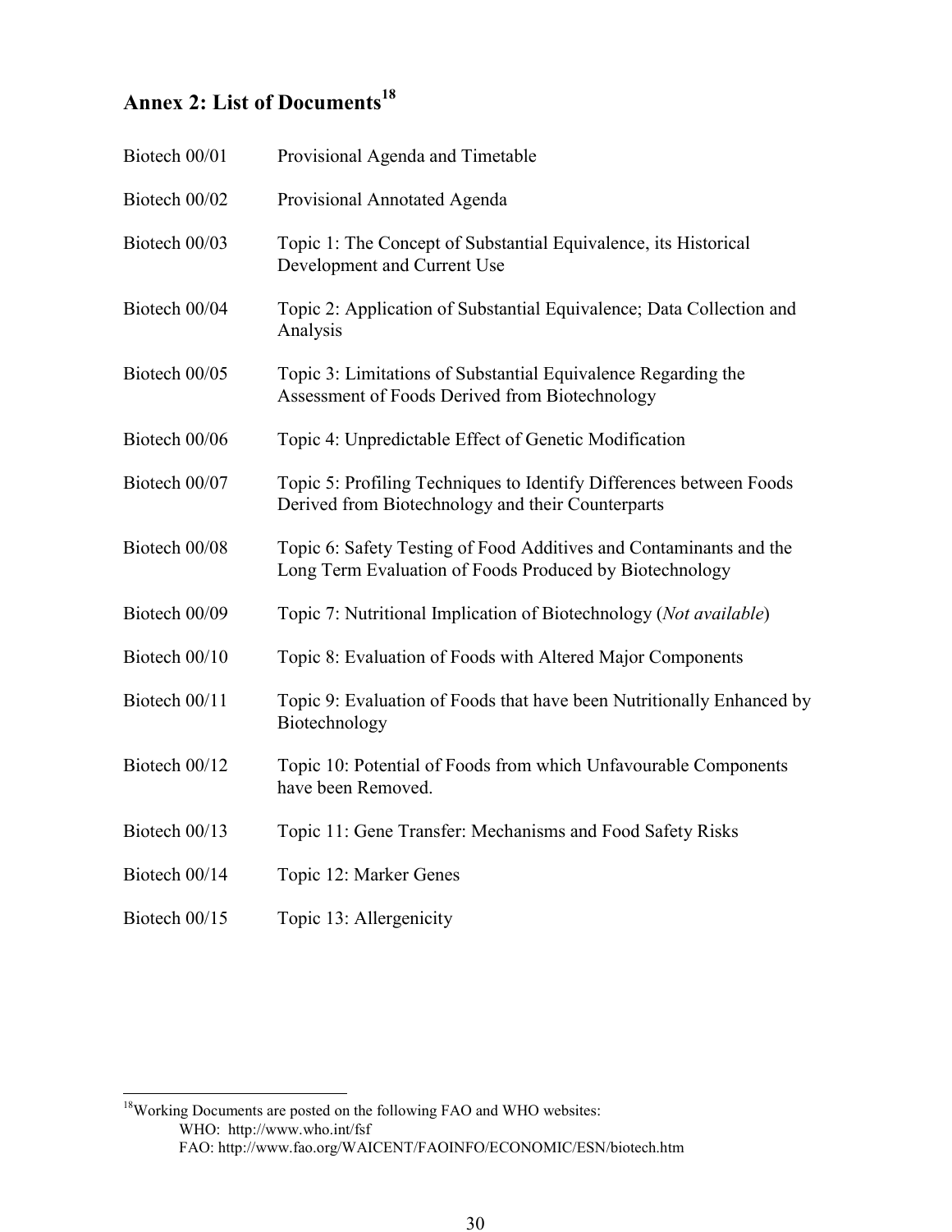## Annex 2: List of Documents[18]

| | |
|---|---|
| Biotech 00/01 | Provisional Agenda and Timetable |
| Biotech 00/02 | Provisional Annotated Agenda |
| Biotech 00/03 | Topic 1: The Concept of Substantial Equivalence, its Historical Development and Current Use |
| Biotech 00/04 | Topic 2: Application of Substantial Equivalence; Data Collection and Analysis |
| Biotech 00/05 | Topic 3: Limitations of Substantial Equivalence Regarding the Assessment of Foods Derived from Biotechnology |
| Biotech 00/06 | Topic 4: Unpredictable Effect of Genetic Modification |
| Biotech 00/07 | Topic 5: Profiling Techniques to Identify Differences between Foods Derived from Biotechnology and their Counterparts |
| Biotech 00/08 | Topic 6: Safety Testing of Food Additives and Contaminants and the Long Term Evaluation of Foods Produced by Biotechnology |
| Biotech 00/09 | Topic 7: Nutritional Implication of Biotechnology (*Not available*) |
| Biotech 00/10 | Topic 8: Evaluation of Foods with Altered Major Components |
| Biotech 00/11 | Topic 9: Evaluation of Foods that have been Nutritionally Enhanced by Biotechnology |
| Biotech 00/12 | Topic 10: Potential of Foods from which Unfavourable Components have been Removed. |
| Biotech 00/13 | Topic 11: Gene Transfer: Mechanisms and Food Safety Risks |
| Biotech 00/14 | Topic 12: Marker Genes |
| Biotech 00/15 | Topic 13: Allergenicity |

---

[18] Working Documents are posted on the following FAO and WHO websites:
WHO: http://www.who.int/fsf
FAO: http://www.fao.org/WAICENT/FAOINFO/ECONOMIC/ESN/biotech.htm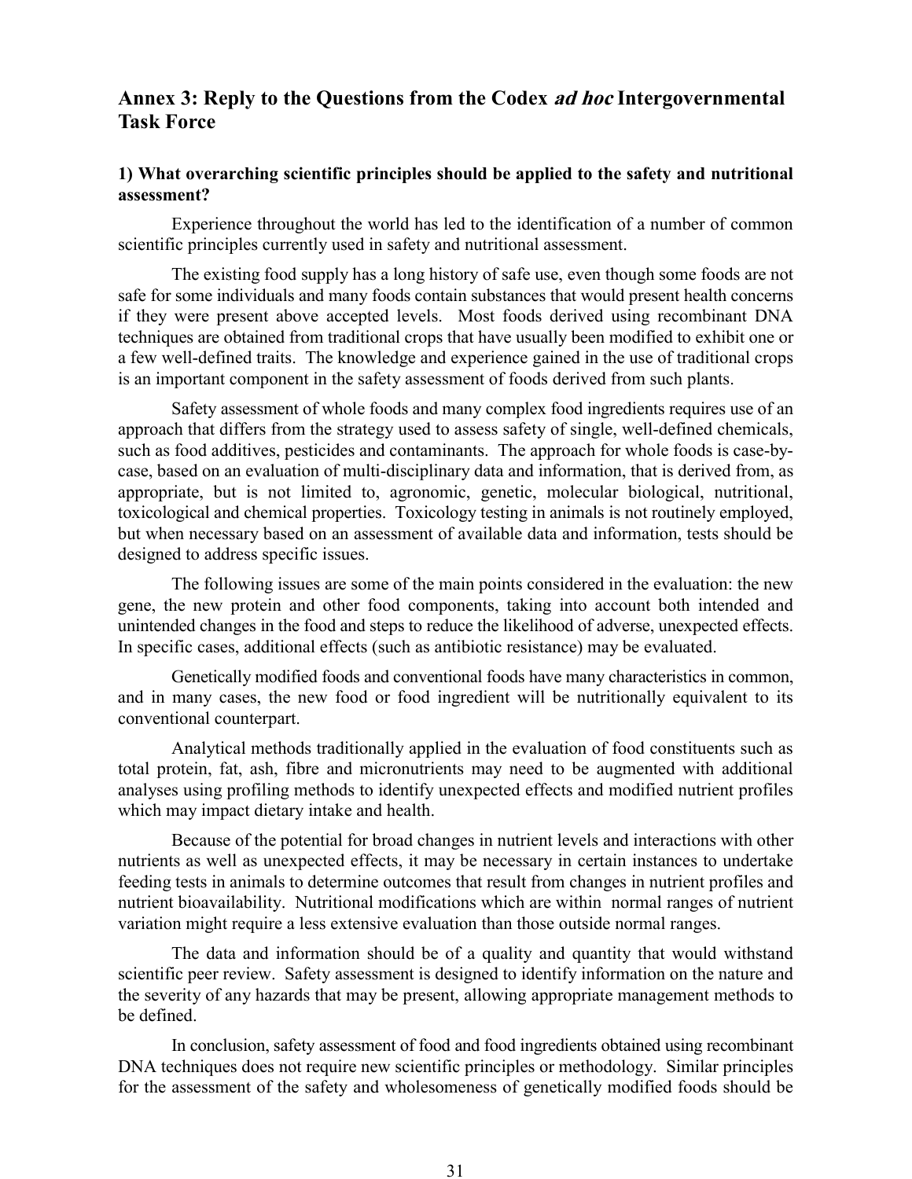## Annex 3: Reply to the Questions from the Codex *ad hoc* Intergovernmental Task Force

### 1) What overarching scientific principles should be applied to the safety and nutritional assessment?

Experience throughout the world has led to the identification of a number of common scientific principles currently used in safety and nutritional assessment.

The existing food supply has a long history of safe use, even though some foods are not safe for some individuals and many foods contain substances that would present health concerns if they were present above accepted levels. Most foods derived using recombinant DNA techniques are obtained from traditional crops that have usually been modified to exhibit one or a few well-defined traits. The knowledge and experience gained in the use of traditional crops is an important component in the safety assessment of foods derived from such plants.

Safety assessment of whole foods and many complex food ingredients requires use of an approach that differs from the strategy used to assess safety of single, well-defined chemicals, such as food additives, pesticides and contaminants. The approach for whole foods is case-by-case, based on an evaluation of multi-disciplinary data and information, that is derived from, as appropriate, but is not limited to, agronomic, genetic, molecular biological, nutritional, toxicological and chemical properties. Toxicology testing in animals is not routinely employed, but when necessary based on an assessment of available data and information, tests should be designed to address specific issues.

The following issues are some of the main points considered in the evaluation: the new gene, the new protein and other food components, taking into account both intended and unintended changes in the food and steps to reduce the likelihood of adverse, unexpected effects. In specific cases, additional effects (such as antibiotic resistance) may be evaluated.

Genetically modified foods and conventional foods have many characteristics in common, and in many cases, the new food or food ingredient will be nutritionally equivalent to its conventional counterpart.

Analytical methods traditionally applied in the evaluation of food constituents such as total protein, fat, ash, fibre and micronutrients may need to be augmented with additional analyses using profiling methods to identify unexpected effects and modified nutrient profiles which may impact dietary intake and health.

Because of the potential for broad changes in nutrient levels and interactions with other nutrients as well as unexpected effects, it may be necessary in certain instances to undertake feeding tests in animals to determine outcomes that result from changes in nutrient profiles and nutrient bioavailability. Nutritional modifications which are within normal ranges of nutrient variation might require a less extensive evaluation than those outside normal ranges.

The data and information should be of a quality and quantity that would withstand scientific peer review. Safety assessment is designed to identify information on the nature and the severity of any hazards that may be present, allowing appropriate management methods to be defined.

In conclusion, safety assessment of food and food ingredients obtained using recombinant DNA techniques does not require new scientific principles or methodology. Similar principles for the assessment of the safety and wholesomeness of genetically modified foods should be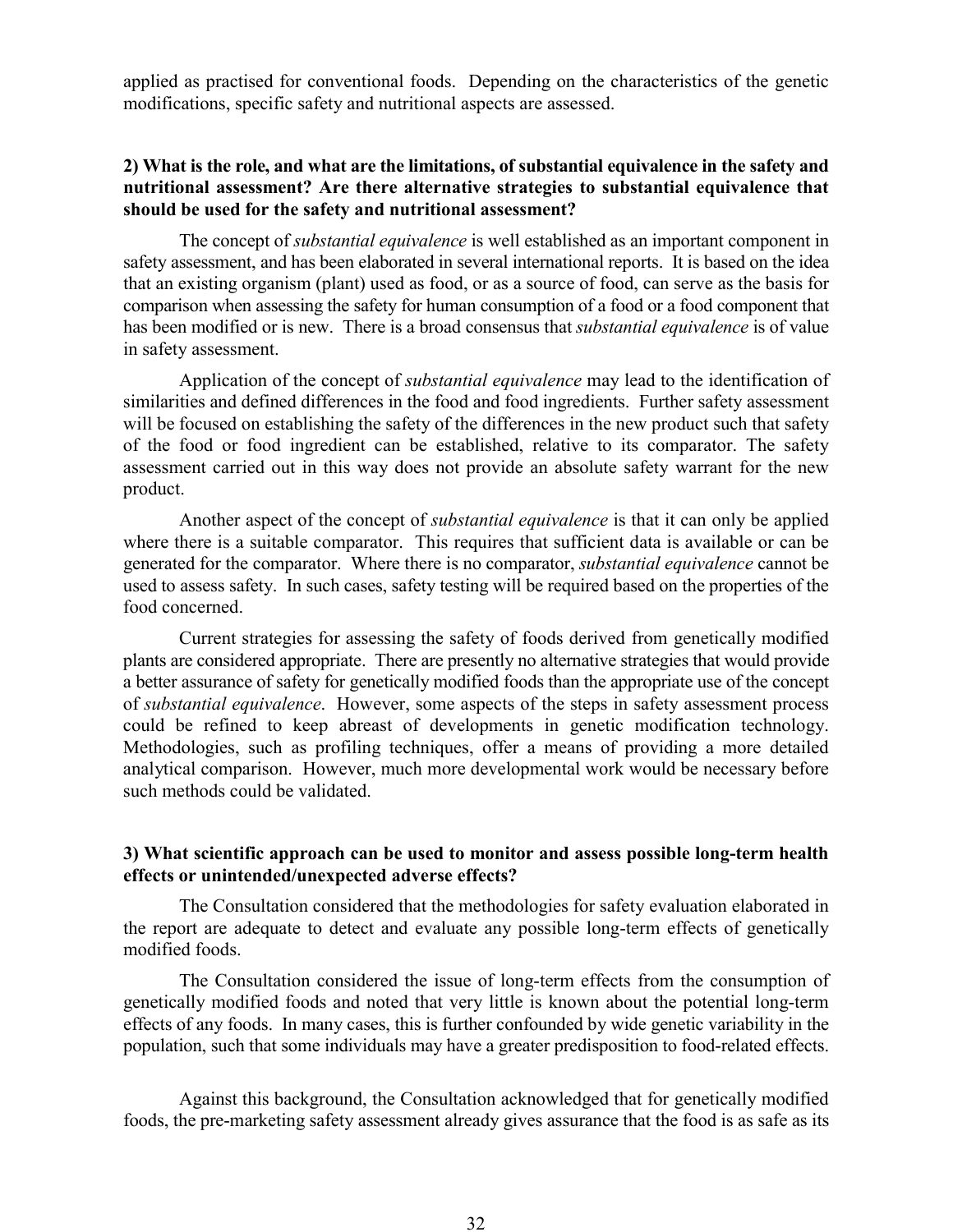applied as practised for conventional foods. Depending on the characteristics of the genetic modifications, specific safety and nutritional aspects are assessed.

**2) What is the role, and what are the limitations, of substantial equivalence in the safety and nutritional assessment? Are there alternative strategies to substantial equivalence that should be used for the safety and nutritional assessment?**

The concept of *substantial equivalence* is well established as an important component in safety assessment, and has been elaborated in several international reports. It is based on the idea that an existing organism (plant) used as food, or as a source of food, can serve as the basis for comparison when assessing the safety for human consumption of a food or a food component that has been modified or is new. There is a broad consensus that *substantial equivalence* is of value in safety assessment.

Application of the concept of *substantial equivalence* may lead to the identification of similarities and defined differences in the food and food ingredients. Further safety assessment will be focused on establishing the safety of the differences in the new product such that safety of the food or food ingredient can be established, relative to its comparator. The safety assessment carried out in this way does not provide an absolute safety warrant for the new product.

Another aspect of the concept of *substantial equivalence* is that it can only be applied where there is a suitable comparator. This requires that sufficient data is available or can be generated for the comparator. Where there is no comparator, *substantial equivalence* cannot be used to assess safety. In such cases, safety testing will be required based on the properties of the food concerned.

Current strategies for assessing the safety of foods derived from genetically modified plants are considered appropriate. There are presently no alternative strategies that would provide a better assurance of safety for genetically modified foods than the appropriate use of the concept of *substantial equivalence*. However, some aspects of the steps in safety assessment process could be refined to keep abreast of developments in genetic modification technology. Methodologies, such as profiling techniques, offer a means of providing a more detailed analytical comparison. However, much more developmental work would be necessary before such methods could be validated.

**3) What scientific approach can be used to monitor and assess possible long-term health effects or unintended/unexpected adverse effects?**

The Consultation considered that the methodologies for safety evaluation elaborated in the report are adequate to detect and evaluate any possible long-term effects of genetically modified foods.

The Consultation considered the issue of long-term effects from the consumption of genetically modified foods and noted that very little is known about the potential long-term effects of any foods. In many cases, this is further confounded by wide genetic variability in the population, such that some individuals may have a greater predisposition to food-related effects.

Against this background, the Consultation acknowledged that for genetically modified foods, the pre-marketing safety assessment already gives assurance that the food is as safe as its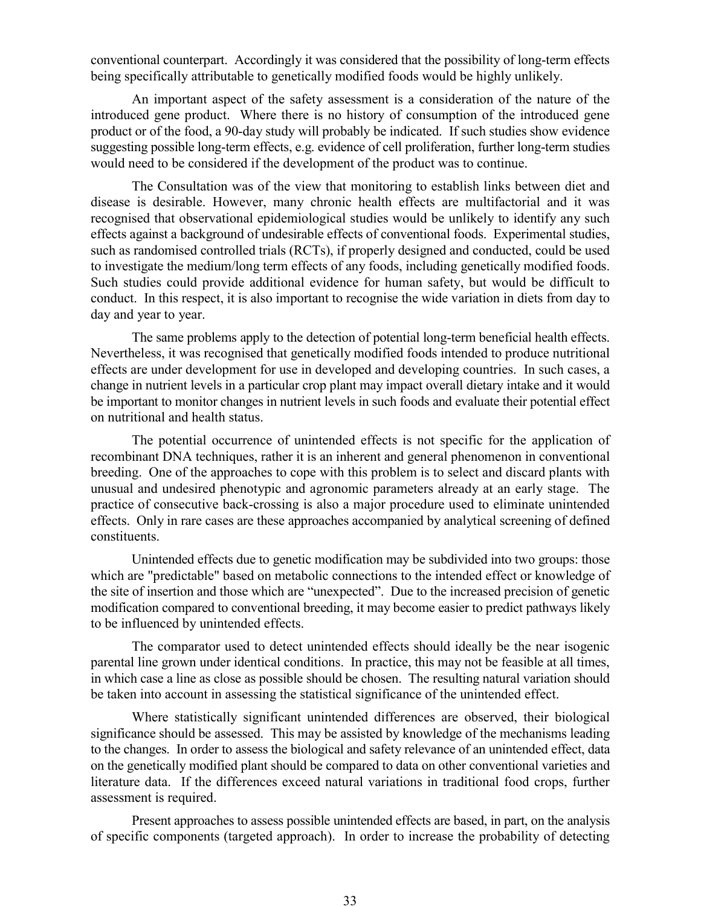conventional counterpart. Accordingly it was considered that the possibility of long-term effects being specifically attributable to genetically modified foods would be highly unlikely.

An important aspect of the safety assessment is a consideration of the nature of the introduced gene product. Where there is no history of consumption of the introduced gene product or of the food, a 90-day study will probably be indicated. If such studies show evidence suggesting possible long-term effects, e.g. evidence of cell proliferation, further long-term studies would need to be considered if the development of the product was to continue.

The Consultation was of the view that monitoring to establish links between diet and disease is desirable. However, many chronic health effects are multifactorial and it was recognised that observational epidemiological studies would be unlikely to identify any such effects against a background of undesirable effects of conventional foods. Experimental studies, such as randomised controlled trials (RCTs), if properly designed and conducted, could be used to investigate the medium/long term effects of any foods, including genetically modified foods. Such studies could provide additional evidence for human safety, but would be difficult to conduct. In this respect, it is also important to recognise the wide variation in diets from day to day and year to year.

The same problems apply to the detection of potential long-term beneficial health effects. Nevertheless, it was recognised that genetically modified foods intended to produce nutritional effects are under development for use in developed and developing countries. In such cases, a change in nutrient levels in a particular crop plant may impact overall dietary intake and it would be important to monitor changes in nutrient levels in such foods and evaluate their potential effect on nutritional and health status.

The potential occurrence of unintended effects is not specific for the application of recombinant DNA techniques, rather it is an inherent and general phenomenon in conventional breeding. One of the approaches to cope with this problem is to select and discard plants with unusual and undesired phenotypic and agronomic parameters already at an early stage. The practice of consecutive back-crossing is also a major procedure used to eliminate unintended effects. Only in rare cases are these approaches accompanied by analytical screening of defined constituents.

Unintended effects due to genetic modification may be subdivided into two groups: those which are "predictable" based on metabolic connections to the intended effect or knowledge of the site of insertion and those which are "unexpected". Due to the increased precision of genetic modification compared to conventional breeding, it may become easier to predict pathways likely to be influenced by unintended effects.

The comparator used to detect unintended effects should ideally be the near isogenic parental line grown under identical conditions. In practice, this may not be feasible at all times, in which case a line as close as possible should be chosen. The resulting natural variation should be taken into account in assessing the statistical significance of the unintended effect.

Where statistically significant unintended differences are observed, their biological significance should be assessed. This may be assisted by knowledge of the mechanisms leading to the changes. In order to assess the biological and safety relevance of an unintended effect, data on the genetically modified plant should be compared to data on other conventional varieties and literature data. If the differences exceed natural variations in traditional food crops, further assessment is required.

Present approaches to assess possible unintended effects are based, in part, on the analysis of specific components (targeted approach). In order to increase the probability of detecting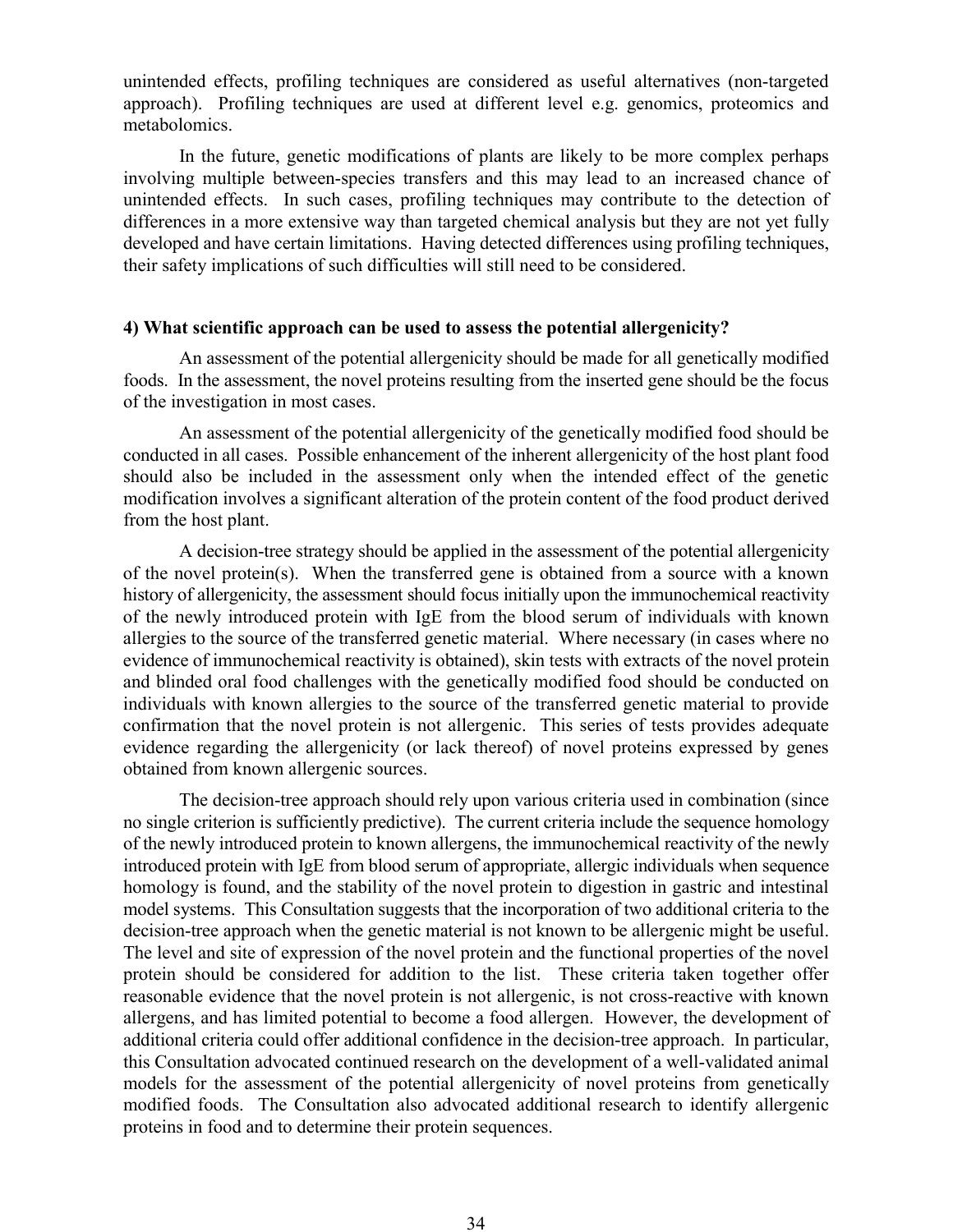unintended effects, profiling techniques are considered as useful alternatives (non-targeted approach). Profiling techniques are used at different level e.g. genomics, proteomics and metabolomics.

In the future, genetic modifications of plants are likely to be more complex perhaps involving multiple between-species transfers and this may lead to an increased chance of unintended effects. In such cases, profiling techniques may contribute to the detection of differences in a more extensive way than targeted chemical analysis but they are not yet fully developed and have certain limitations. Having detected differences using profiling techniques, their safety implications of such difficulties will still need to be considered.

#### 4) What scientific approach can be used to assess the potential allergenicity?

An assessment of the potential allergenicity should be made for all genetically modified foods. In the assessment, the novel proteins resulting from the inserted gene should be the focus of the investigation in most cases.

An assessment of the potential allergenicity of the genetically modified food should be conducted in all cases. Possible enhancement of the inherent allergenicity of the host plant food should also be included in the assessment only when the intended effect of the genetic modification involves a significant alteration of the protein content of the food product derived from the host plant.

A decision-tree strategy should be applied in the assessment of the potential allergenicity of the novel protein(s). When the transferred gene is obtained from a source with a known history of allergenicity, the assessment should focus initially upon the immunochemical reactivity of the newly introduced protein with IgE from the blood serum of individuals with known allergies to the source of the transferred genetic material. Where necessary (in cases where no evidence of immunochemical reactivity is obtained), skin tests with extracts of the novel protein and blinded oral food challenges with the genetically modified food should be conducted on individuals with known allergies to the source of the transferred genetic material to provide confirmation that the novel protein is not allergenic. This series of tests provides adequate evidence regarding the allergenicity (or lack thereof) of novel proteins expressed by genes obtained from known allergenic sources.

The decision-tree approach should rely upon various criteria used in combination (since no single criterion is sufficiently predictive). The current criteria include the sequence homology of the newly introduced protein to known allergens, the immunochemical reactivity of the newly introduced protein with IgE from blood serum of appropriate, allergic individuals when sequence homology is found, and the stability of the novel protein to digestion in gastric and intestinal model systems. This Consultation suggests that the incorporation of two additional criteria to the decision-tree approach when the genetic material is not known to be allergenic might be useful. The level and site of expression of the novel protein and the functional properties of the novel protein should be considered for addition to the list. These criteria taken together offer reasonable evidence that the novel protein is not allergenic, is not cross-reactive with known allergens, and has limited potential to become a food allergen. However, the development of additional criteria could offer additional confidence in the decision-tree approach. In particular, this Consultation advocated continued research on the development of a well-validated animal models for the assessment of the potential allergenicity of novel proteins from genetically modified foods. The Consultation also advocated additional research to identify allergenic proteins in food and to determine their protein sequences.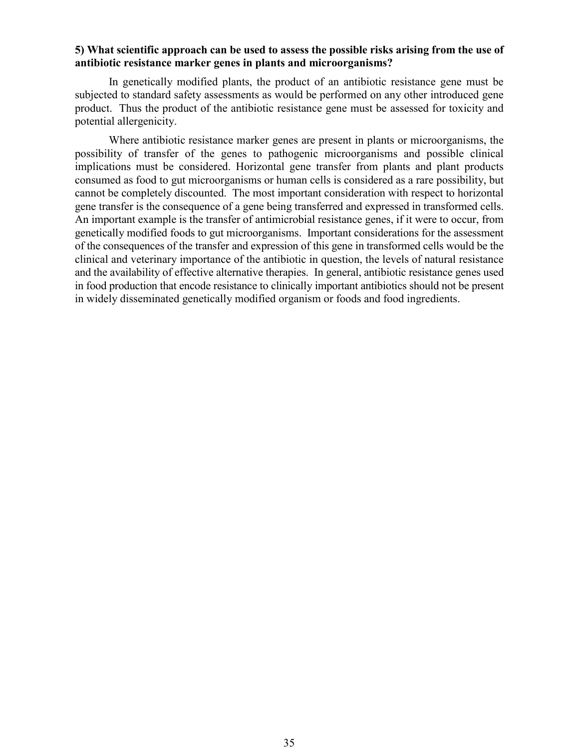**5) What scientific approach can be used to assess the possible risks arising from the use of antibiotic resistance marker genes in plants and microorganisms?**

In genetically modified plants, the product of an antibiotic resistance gene must be subjected to standard safety assessments as would be performed on any other introduced gene product. Thus the product of the antibiotic resistance gene must be assessed for toxicity and potential allergenicity.

Where antibiotic resistance marker genes are present in plants or microorganisms, the possibility of transfer of the genes to pathogenic microorganisms and possible clinical implications must be considered. Horizontal gene transfer from plants and plant products consumed as food to gut microorganisms or human cells is considered as a rare possibility, but cannot be completely discounted. The most important consideration with respect to horizontal gene transfer is the consequence of a gene being transferred and expressed in transformed cells. An important example is the transfer of antimicrobial resistance genes, if it were to occur, from genetically modified foods to gut microorganisms. Important considerations for the assessment of the consequences of the transfer and expression of this gene in transformed cells would be the clinical and veterinary importance of the antibiotic in question, the levels of natural resistance and the availability of effective alternative therapies. In general, antibiotic resistance genes used in food production that encode resistance to clinically important antibiotics should not be present in widely disseminated genetically modified organism or foods and food ingredients.